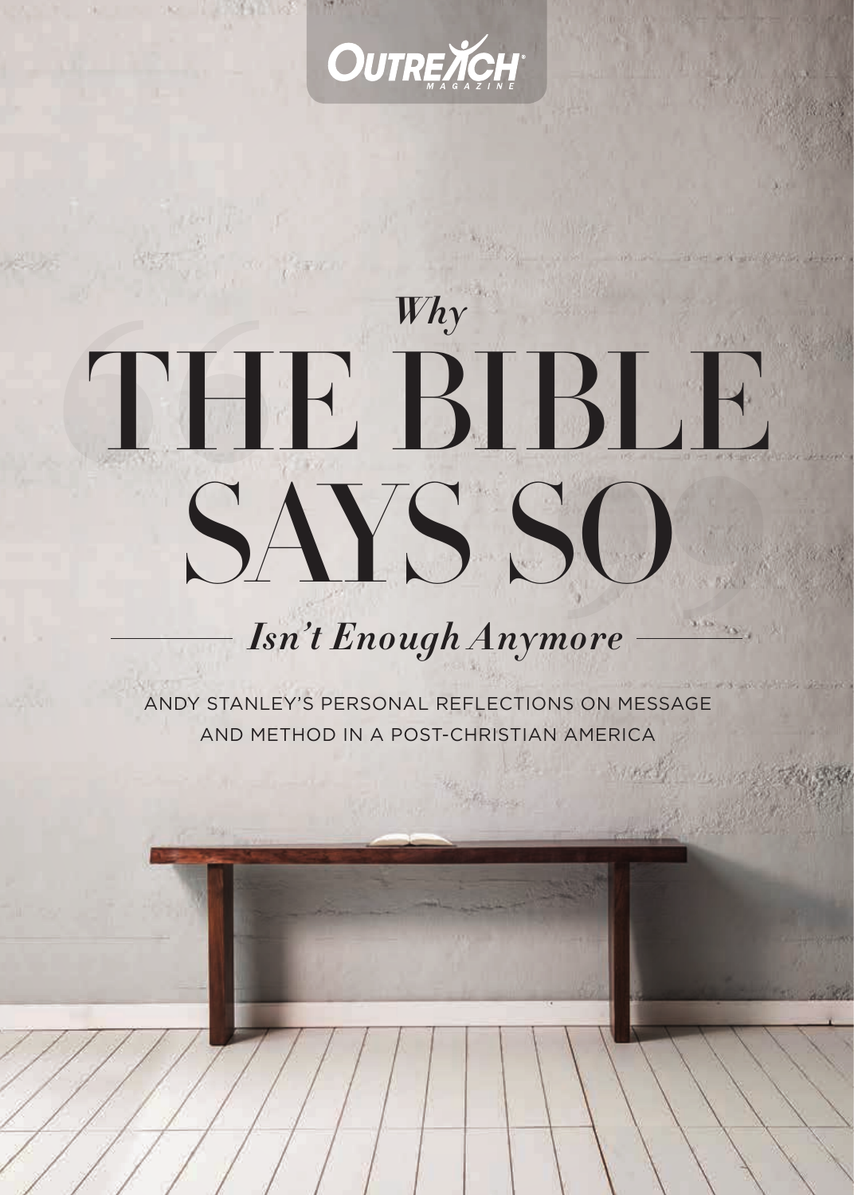OUTREACH MAGAZINE

# *Why* THE BIBLE SAYS SO *Isn't Enough Anymore*

ANDY STANLEY'S PERSONAL REFLECTIONS ON MESSAGE AND METHOD IN A POST-CHRISTIAN AMERICA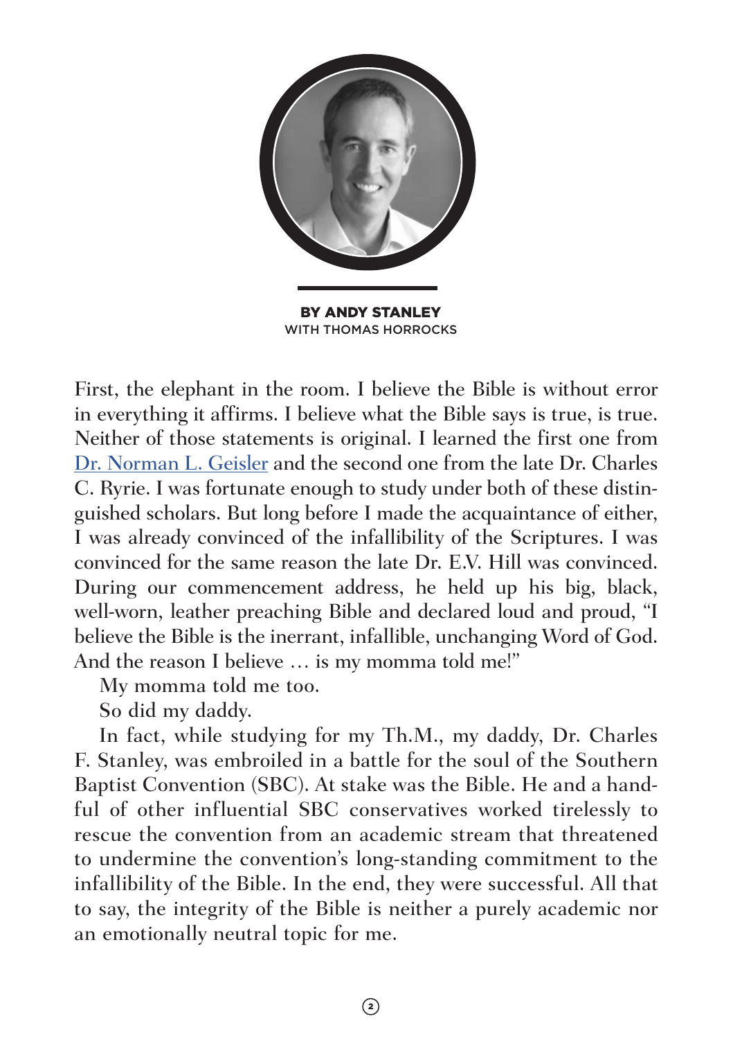**BY ANDY STANLEY**
WITH THOMAS HORROCKS

First, the elephant in the room. I believe the Bible is without error in everything it affirms. I believe what the Bible says is true, is true. Neither of those statements is original. I learned the first one from [Dr. Norman L. Geisler](#) and the second one from the late Dr. Charles C. Ryrie. I was fortunate enough to study under both of these distinguished scholars. But long before I made the acquaintance of either, I was already convinced of the infallibility of the Scriptures. I was convinced for the same reason the late Dr. E.V. Hill was convinced. During our commencement address, he held up his big, black, well-worn, leather preaching Bible and declared loud and proud, "I believe the Bible is the inerrant, infallible, unchanging Word of God. And the reason I believe … is my momma told me!"

My momma told me too.

So did my daddy.

In fact, while studying for my Th.M., my daddy, Dr. Charles F. Stanley, was embroiled in a battle for the soul of the Southern Baptist Convention (SBC). At stake was the Bible. He and a handful of other influential SBC conservatives worked tirelessly to rescue the convention from an academic stream that threatened to undermine the convention's long-standing commitment to the infallibility of the Bible. In the end, they were successful. All that to say, the integrity of the Bible is neither a purely academic nor an emotionally neutral topic for me.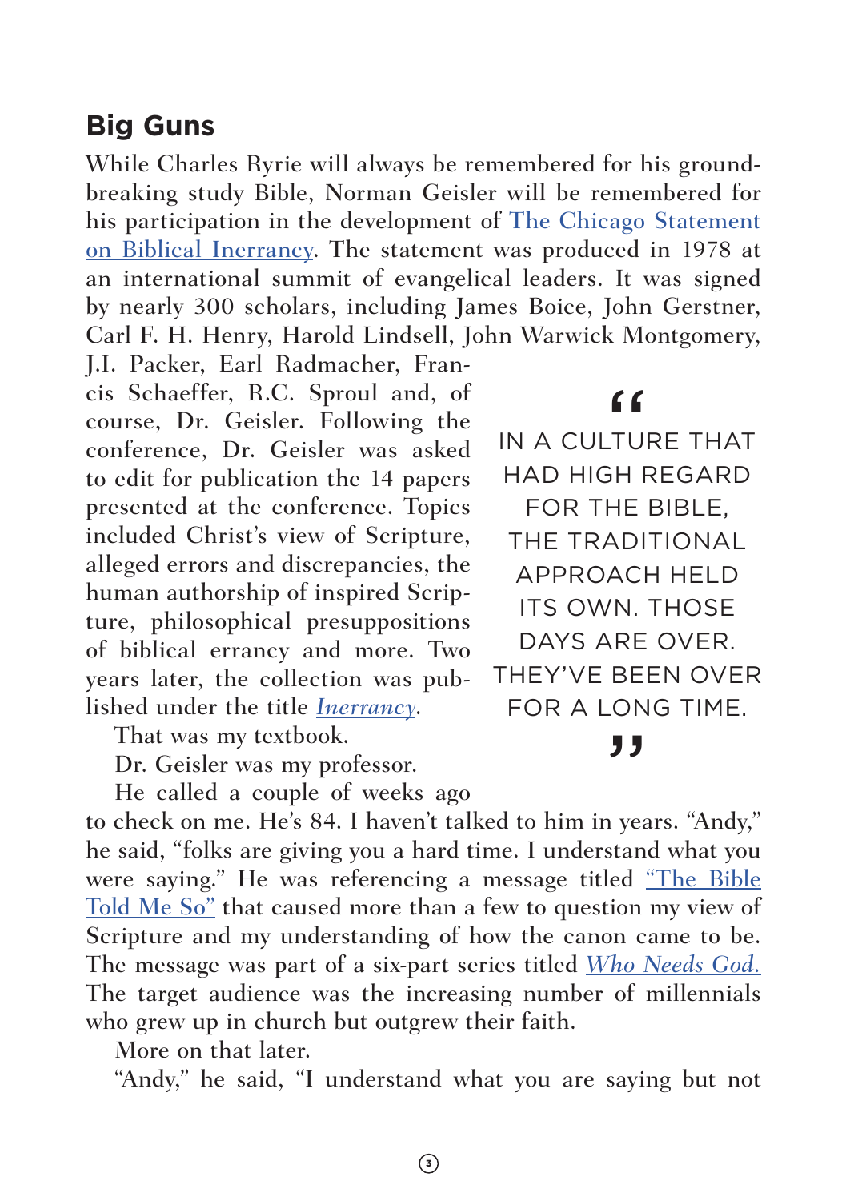## Big Guns

While Charles Ryrie will always be remembered for his groundbreaking study Bible, Norman Geisler will be remembered for his participation in the development of [The Chicago Statement on Biblical Inerrancy](). The statement was produced in 1978 at an international summit of evangelical leaders. It was signed by nearly 300 scholars, including James Boice, John Gerstner, Carl F. H. Henry, Harold Lindsell, John Warwick Montgomery, J.I. Packer, Earl Radmacher, Francis Schaeffer, R.C. Sproul and, of course, Dr. Geisler. Following the conference, Dr. Geisler was asked to edit for publication the 14 papers presented at the conference. Topics included Christ's view of Scripture, alleged errors and discrepancies, the human authorship of inspired Scripture, philosophical presuppositions of biblical errancy and more. Two years later, the collection was published under the title *Inerrancy*.

> "IN A CULTURE THAT HAD HIGH REGARD FOR THE BIBLE, THE TRADITIONAL APPROACH HELD ITS OWN. THOSE DAYS ARE OVER. THEY'VE BEEN OVER FOR A LONG TIME."

That was my textbook.

Dr. Geisler was my professor.

He called a couple of weeks ago to check on me. He's 84. I haven't talked to him in years. "Andy," he said, "folks are giving you a hard time. I understand what you were saying." He was referencing a message titled "The Bible Told Me So" that caused more than a few to question my view of Scripture and my understanding of how the canon came to be. The message was part of a six-part series titled *Who Needs God.* The target audience was the increasing number of millennials who grew up in church but outgrew their faith.

More on that later.

"Andy," he said, "I understand what you are saying but not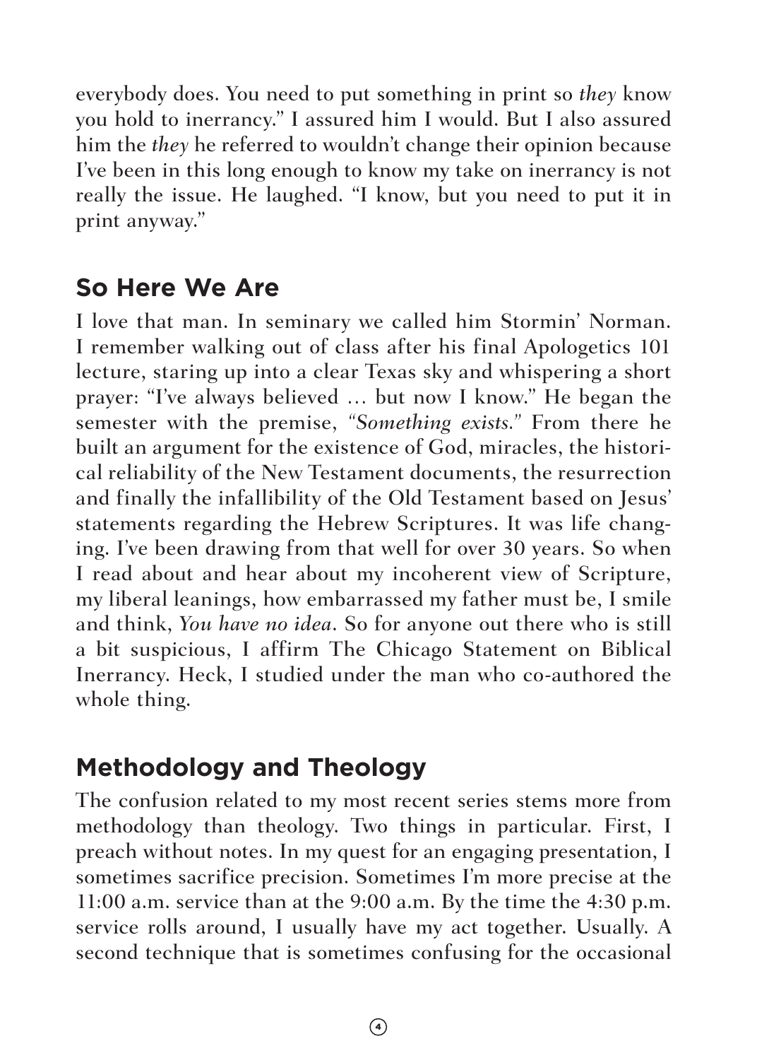everybody does. You need to put something in print so *they* know you hold to inerrancy." I assured him I would. But I also assured him the *they* he referred to wouldn't change their opinion because I've been in this long enough to know my take on inerrancy is not really the issue. He laughed. "I know, but you need to put it in print anyway."

## So Here We Are

I love that man. In seminary we called him Stormin' Norman. I remember walking out of class after his final Apologetics 101 lecture, staring up into a clear Texas sky and whispering a short prayer: "I've always believed … but now I know." He began the semester with the premise, *"Something exists."* From there he built an argument for the existence of God, miracles, the historical reliability of the New Testament documents, the resurrection and finally the infallibility of the Old Testament based on Jesus' statements regarding the Hebrew Scriptures. It was life changing. I've been drawing from that well for over 30 years. So when I read about and hear about my incoherent view of Scripture, my liberal leanings, how embarrassed my father must be, I smile and think, *You have no idea*. So for anyone out there who is still a bit suspicious, I affirm The Chicago Statement on Biblical Inerrancy. Heck, I studied under the man who co-authored the whole thing.

## Methodology and Theology

The confusion related to my most recent series stems more from methodology than theology. Two things in particular. First, I preach without notes. In my quest for an engaging presentation, I sometimes sacrifice precision. Sometimes I'm more precise at the 11:00 a.m. service than at the 9:00 a.m. By the time the 4:30 p.m. service rolls around, I usually have my act together. Usually. A second technique that is sometimes confusing for the occasional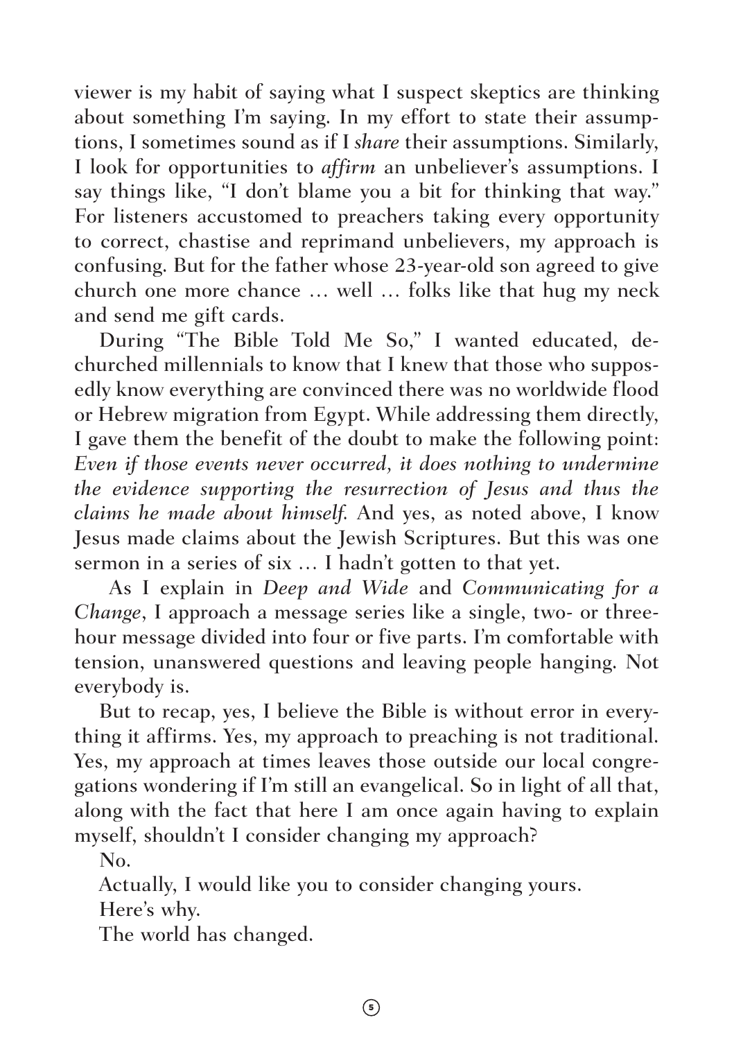viewer is my habit of saying what I suspect skeptics are thinking about something I'm saying. In my effort to state their assumptions, I sometimes sound as if I *share* their assumptions. Similarly, I look for opportunities to *affirm* an unbeliever's assumptions. I say things like, "I don't blame you a bit for thinking that way." For listeners accustomed to preachers taking every opportunity to correct, chastise and reprimand unbelievers, my approach is confusing. But for the father whose 23-year-old son agreed to give church one more chance … well … folks like that hug my neck and send me gift cards.

During "The Bible Told Me So," I wanted educated, dechurched millennials to know that I knew that those who supposedly know everything are convinced there was no worldwide flood or Hebrew migration from Egypt. While addressing them directly, I gave them the benefit of the doubt to make the following point: *Even if those events never occurred, it does nothing to undermine the evidence supporting the resurrection of Jesus and thus the claims he made about himself.* And yes, as noted above, I know Jesus made claims about the Jewish Scriptures. But this was one sermon in a series of six … I hadn't gotten to that yet.

As I explain in *Deep and Wide* and *Communicating for a Change*, I approach a message series like a single, two- or three-hour message divided into four or five parts. I'm comfortable with tension, unanswered questions and leaving people hanging. Not everybody is.

But to recap, yes, I believe the Bible is without error in everything it affirms. Yes, my approach to preaching is not traditional. Yes, my approach at times leaves those outside our local congregations wondering if I'm still an evangelical. So in light of all that, along with the fact that here I am once again having to explain myself, shouldn't I consider changing my approach?

No.

Actually, I would like you to consider changing yours.

Here's why.

The world has changed.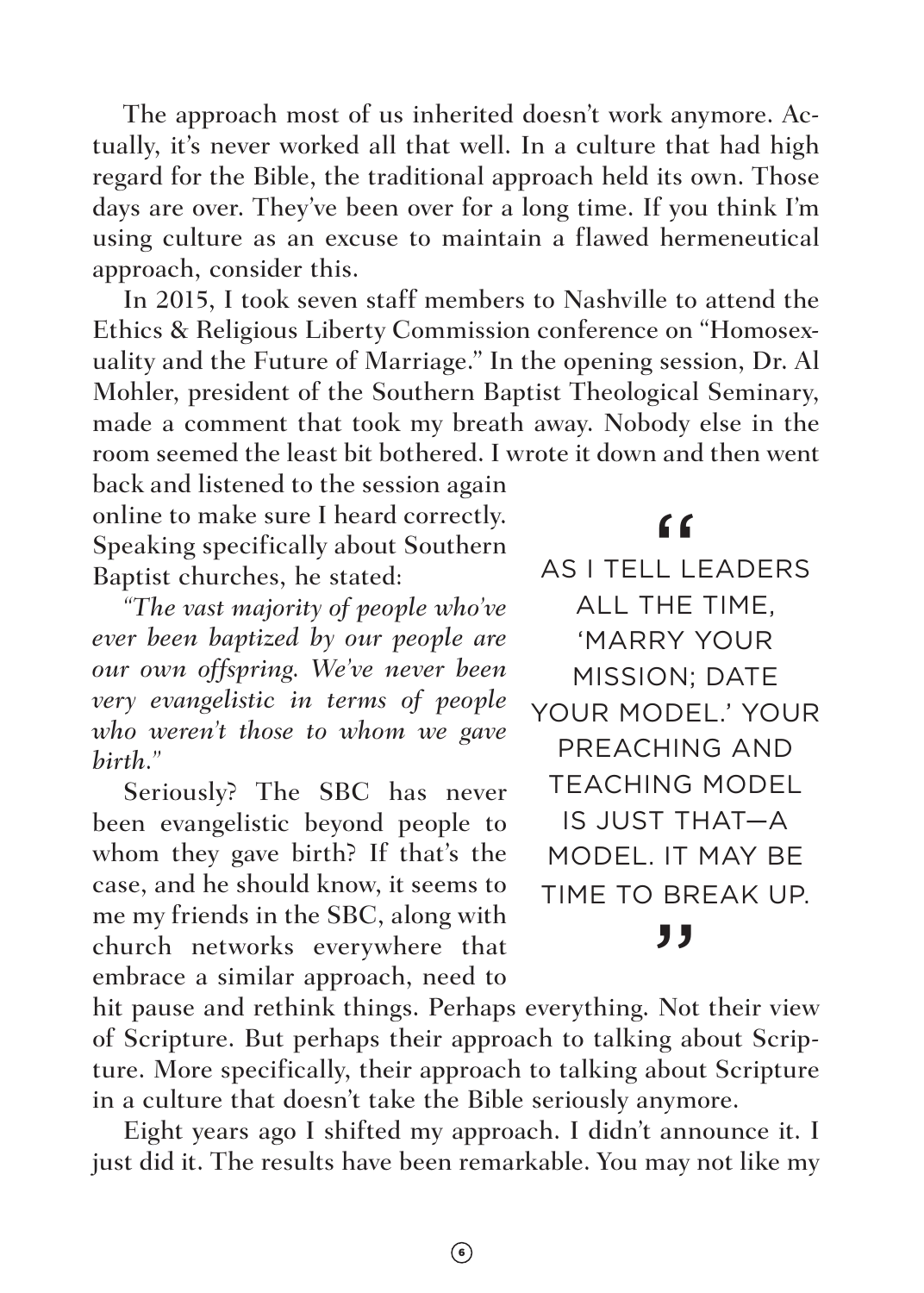The approach most of us inherited doesn't work anymore. Actually, it's never worked all that well. In a culture that had high regard for the Bible, the traditional approach held its own. Those days are over. They've been over for a long time. If you think I'm using culture as an excuse to maintain a flawed hermeneutical approach, consider this.

In 2015, I took seven staff members to Nashville to attend the Ethics & Religious Liberty Commission conference on "Homosexuality and the Future of Marriage." In the opening session, Dr. Al Mohler, president of the Southern Baptist Theological Seminary, made a comment that took my breath away. Nobody else in the room seemed the least bit bothered. I wrote it down and then went back and listened to the session again online to make sure I heard correctly. Speaking specifically about Southern Baptist churches, he stated:

*"The vast majority of people who've ever been baptized by our people are our own offspring. We've never been very evangelistic in terms of people who weren't those to whom we gave birth."*

Seriously? The SBC has never been evangelistic beyond people to whom they gave birth? If that's the case, and he should know, it seems to me my friends in the SBC, along with church networks everywhere that embrace a similar approach, need to hit pause and rethink things. Perhaps everything. Not their view of Scripture. But perhaps their approach to talking about Scripture. More specifically, their approach to talking about Scripture in a culture that doesn't take the Bible seriously anymore.

> "AS I TELL LEADERS ALL THE TIME, 'MARRY YOUR MISSION; DATE YOUR MODEL.' YOUR PREACHING AND TEACHING MODEL IS JUST THAT—A MODEL. IT MAY BE TIME TO BREAK UP."

Eight years ago I shifted my approach. I didn't announce it. I just did it. The results have been remarkable. You may not like my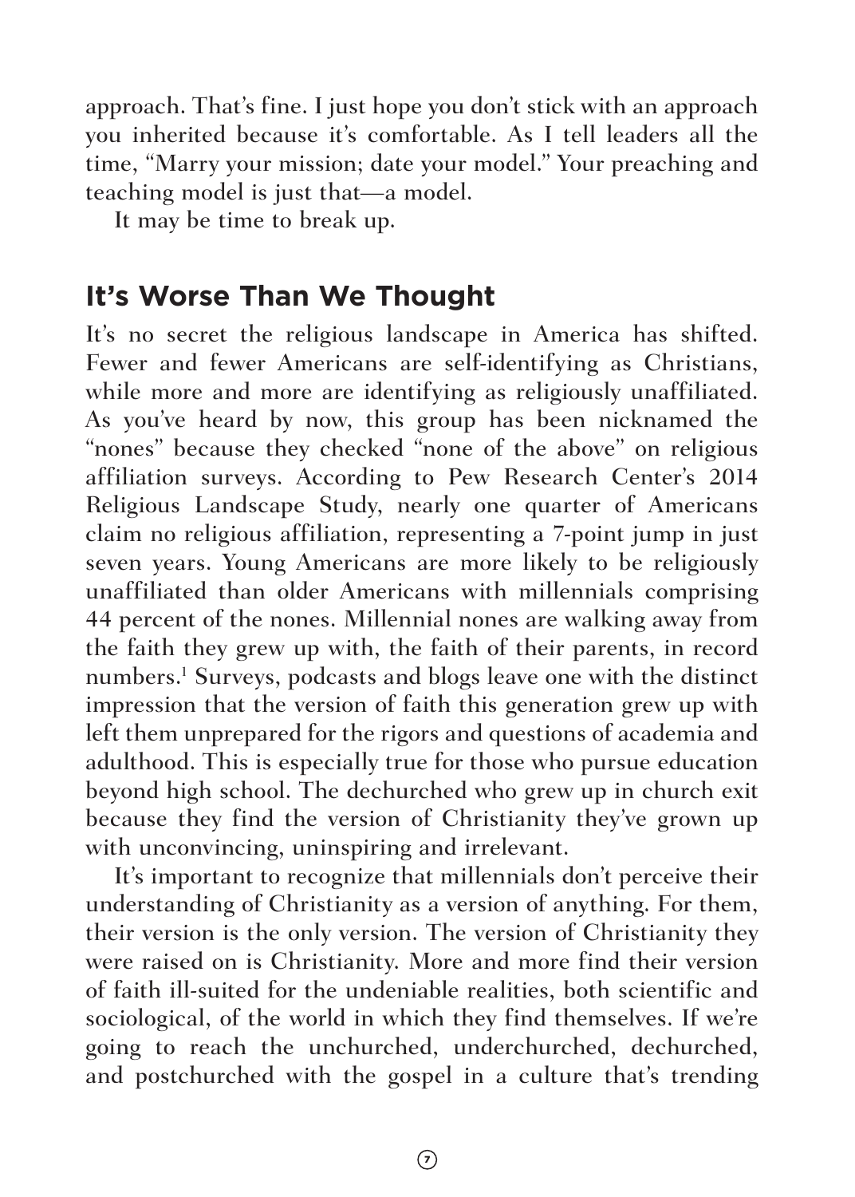approach. That's fine. I just hope you don't stick with an approach you inherited because it's comfortable. As I tell leaders all the time, "Marry your mission; date your model." Your preaching and teaching model is just that—a model.

It may be time to break up.

## It's Worse Than We Thought

It's no secret the religious landscape in America has shifted. Fewer and fewer Americans are self-identifying as Christians, while more and more are identifying as religiously unaffiliated. As you've heard by now, this group has been nicknamed the "nones" because they checked "none of the above" on religious affiliation surveys. According to Pew Research Center's 2014 Religious Landscape Study, nearly one quarter of Americans claim no religious affiliation, representing a 7-point jump in just seven years. Young Americans are more likely to be religiously unaffiliated than older Americans with millennials comprising 44 percent of the nones. Millennial nones are walking away from the faith they grew up with, the faith of their parents, in record numbers.[1] Surveys, podcasts and blogs leave one with the distinct impression that the version of faith this generation grew up with left them unprepared for the rigors and questions of academia and adulthood. This is especially true for those who pursue education beyond high school. The dechurched who grew up in church exit because they find the version of Christianity they've grown up with unconvincing, uninspiring and irrelevant.

It's important to recognize that millennials don't perceive their understanding of Christianity as a version of anything. For them, their version is the only version. The version of Christianity they were raised on is Christianity. More and more find their version of faith ill-suited for the undeniable realities, both scientific and sociological, of the world in which they find themselves. If we're going to reach the unchurched, underchurched, dechurched, and postchurched with the gospel in a culture that's trending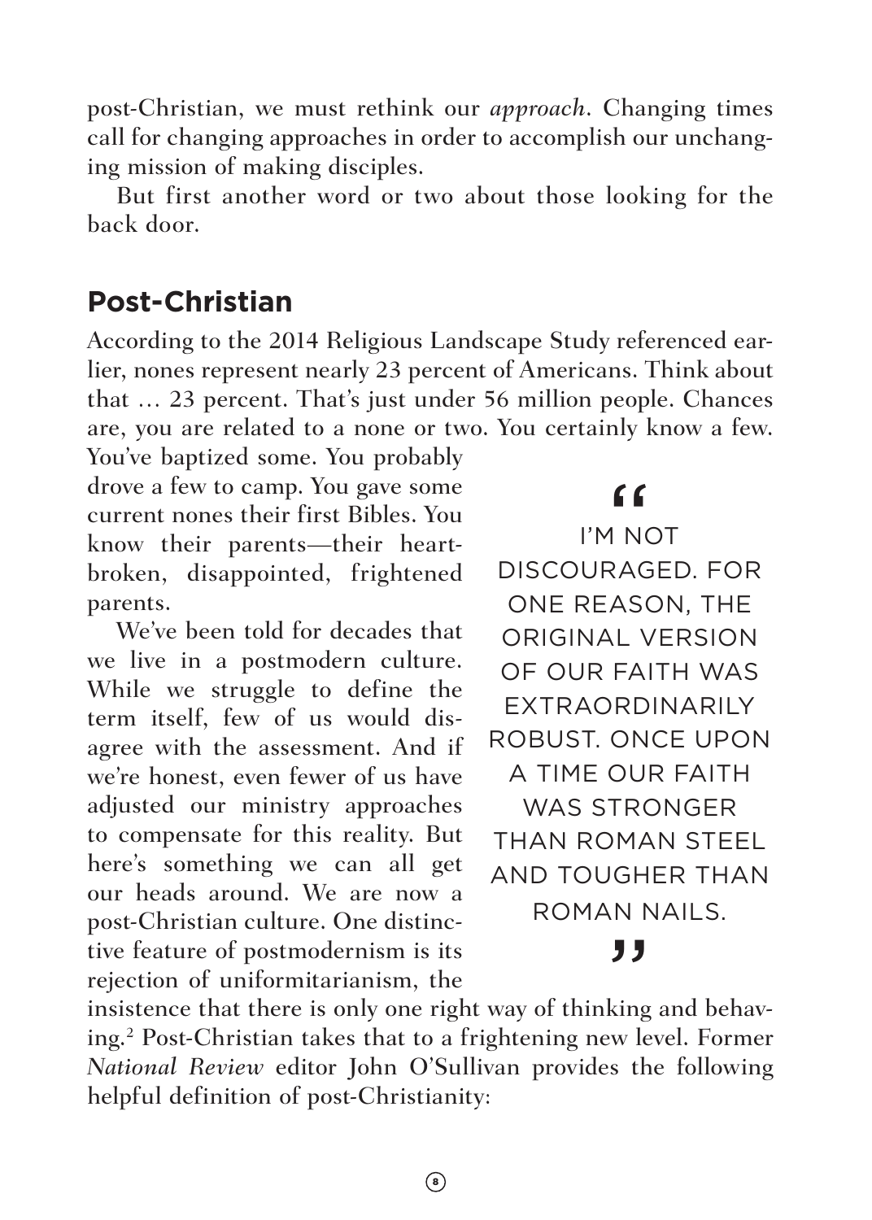post-Christian, we must rethink our *approach*. Changing times call for changing approaches in order to accomplish our unchanging mission of making disciples.

But first another word or two about those looking for the back door.

## Post-Christian

According to the 2014 Religious Landscape Study referenced earlier, nones represent nearly 23 percent of Americans. Think about that … 23 percent. That's just under 56 million people. Chances are, you are related to a none or two. You certainly know a few. You've baptized some. You probably drove a few to camp. You gave some current nones their first Bibles. You know their parents—their heartbroken, disappointed, frightened parents.

> "I'M NOT DISCOURAGED. FOR ONE REASON, THE ORIGINAL VERSION OF OUR FAITH WAS EXTRAORDINARILY ROBUST. ONCE UPON A TIME OUR FAITH WAS STRONGER THAN ROMAN STEEL AND TOUGHER THAN ROMAN NAILS."

We've been told for decades that we live in a postmodern culture. While we struggle to define the term itself, few of us would disagree with the assessment. And if we're honest, even fewer of us have adjusted our ministry approaches to compensate for this reality. But here's something we can all get our heads around. We are now a post-Christian culture. One distinctive feature of postmodernism is its rejection of uniformitarianism, the insistence that there is only one right way of thinking and behaving.[2] Post-Christian takes that to a frightening new level. Former *National Review* editor John O'Sullivan provides the following helpful definition of post-Christianity: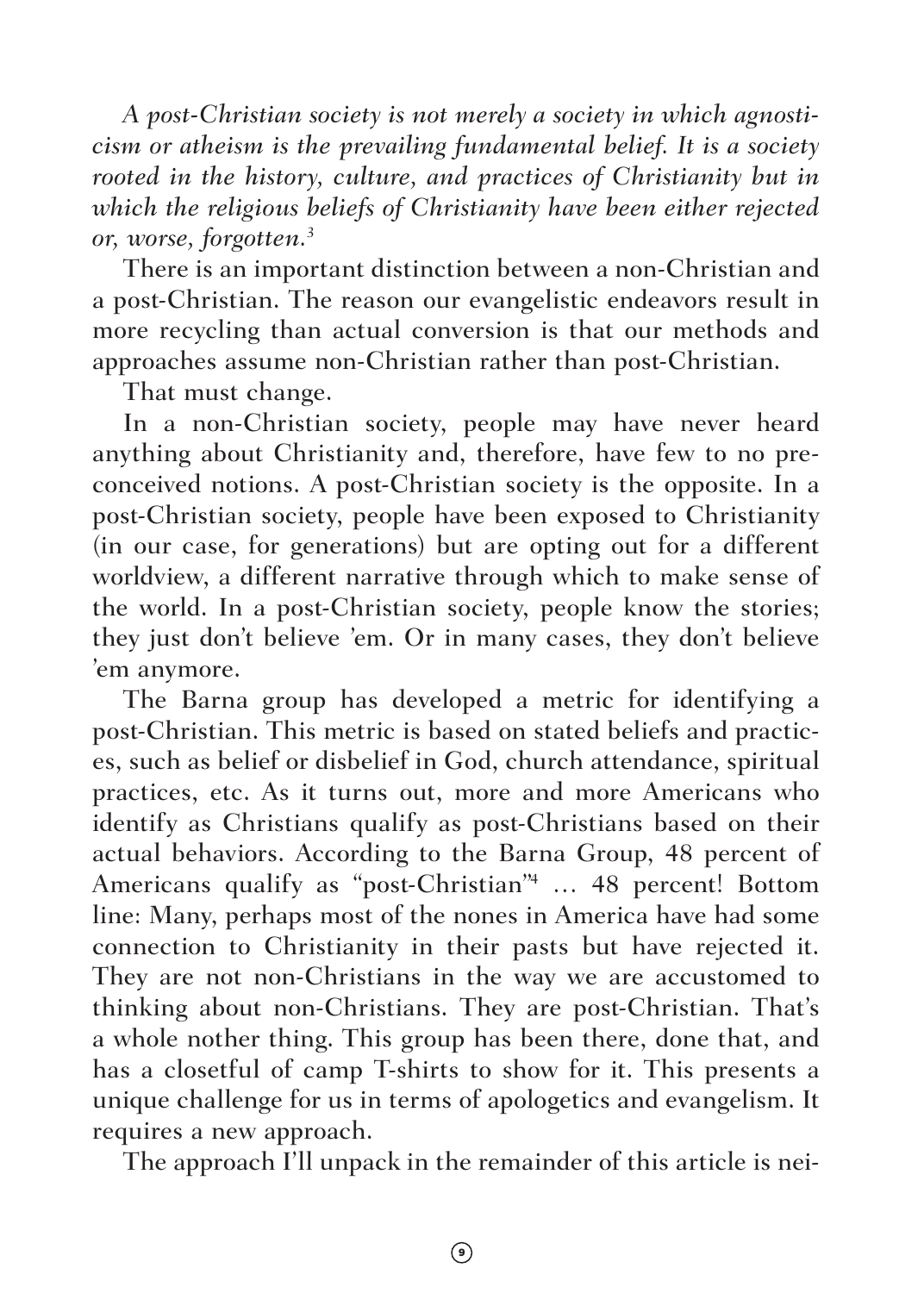*A post-Christian society is not merely a society in which agnosticism or atheism is the prevailing fundamental belief. It is a society rooted in the history, culture, and practices of Christianity but in which the religious beliefs of Christianity have been either rejected or, worse, forgotten.*[3]

There is an important distinction between a non-Christian and a post-Christian. The reason our evangelistic endeavors result in more recycling than actual conversion is that our methods and approaches assume non-Christian rather than post-Christian.

That must change.

In a non-Christian society, people may have never heard anything about Christianity and, therefore, have few to no preconceived notions. A post-Christian society is the opposite. In a post-Christian society, people have been exposed to Christianity (in our case, for generations) but are opting out for a different worldview, a different narrative through which to make sense of the world. In a post-Christian society, people know the stories; they just don't believe 'em. Or in many cases, they don't believe 'em anymore.

The Barna group has developed a metric for identifying a post-Christian. This metric is based on stated beliefs and practices, such as belief or disbelief in God, church attendance, spiritual practices, etc. As it turns out, more and more Americans who identify as Christians qualify as post-Christians based on their actual behaviors. According to the Barna Group, 48 percent of Americans qualify as "post-Christian"[4] … 48 percent! Bottom line: Many, perhaps most of the nones in America have had some connection to Christianity in their pasts but have rejected it. They are not non-Christians in the way we are accustomed to thinking about non-Christians. They are post-Christian. That's a whole nother thing. This group has been there, done that, and has a closetful of camp T-shirts to show for it. This presents a unique challenge for us in terms of apologetics and evangelism. It requires a new approach.

The approach I'll unpack in the remainder of this article is nei-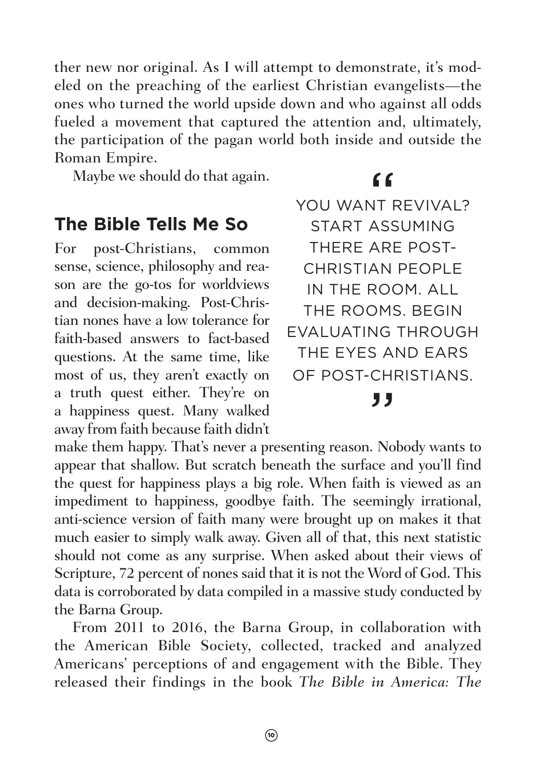ther new nor original. As I will attempt to demonstrate, it's modeled on the preaching of the earliest Christian evangelists—the ones who turned the world upside down and who against all odds fueled a movement that captured the attention and, ultimately, the participation of the pagan world both inside and outside the Roman Empire.

Maybe we should do that again.

> "YOU WANT REVIVAL? START ASSUMING THERE ARE POST-CHRISTIAN PEOPLE IN THE ROOM. ALL THE ROOMS. BEGIN EVALUATING THROUGH THE EYES AND EARS OF POST-CHRISTIANS."

## The Bible Tells Me So

For post-Christians, common sense, science, philosophy and reason are the go-tos for worldviews and decision-making. Post-Christian nones have a low tolerance for faith-based answers to fact-based questions. At the same time, like most of us, they aren't exactly on a truth quest either. They're on a happiness quest. Many walked away from faith because faith didn't make them happy. That's never a presenting reason. Nobody wants to appear that shallow. But scratch beneath the surface and you'll find the quest for happiness plays a big role. When faith is viewed as an impediment to happiness, goodbye faith. The seemingly irrational, anti-science version of faith many were brought up on makes it that much easier to simply walk away. Given all of that, this next statistic should not come as any surprise. When asked about their views of Scripture, 72 percent of nones said that it is not the Word of God. This data is corroborated by data compiled in a massive study conducted by the Barna Group.

From 2011 to 2016, the Barna Group, in collaboration with the American Bible Society, collected, tracked and analyzed Americans' perceptions of and engagement with the Bible. They released their findings in the book *The Bible in America: The*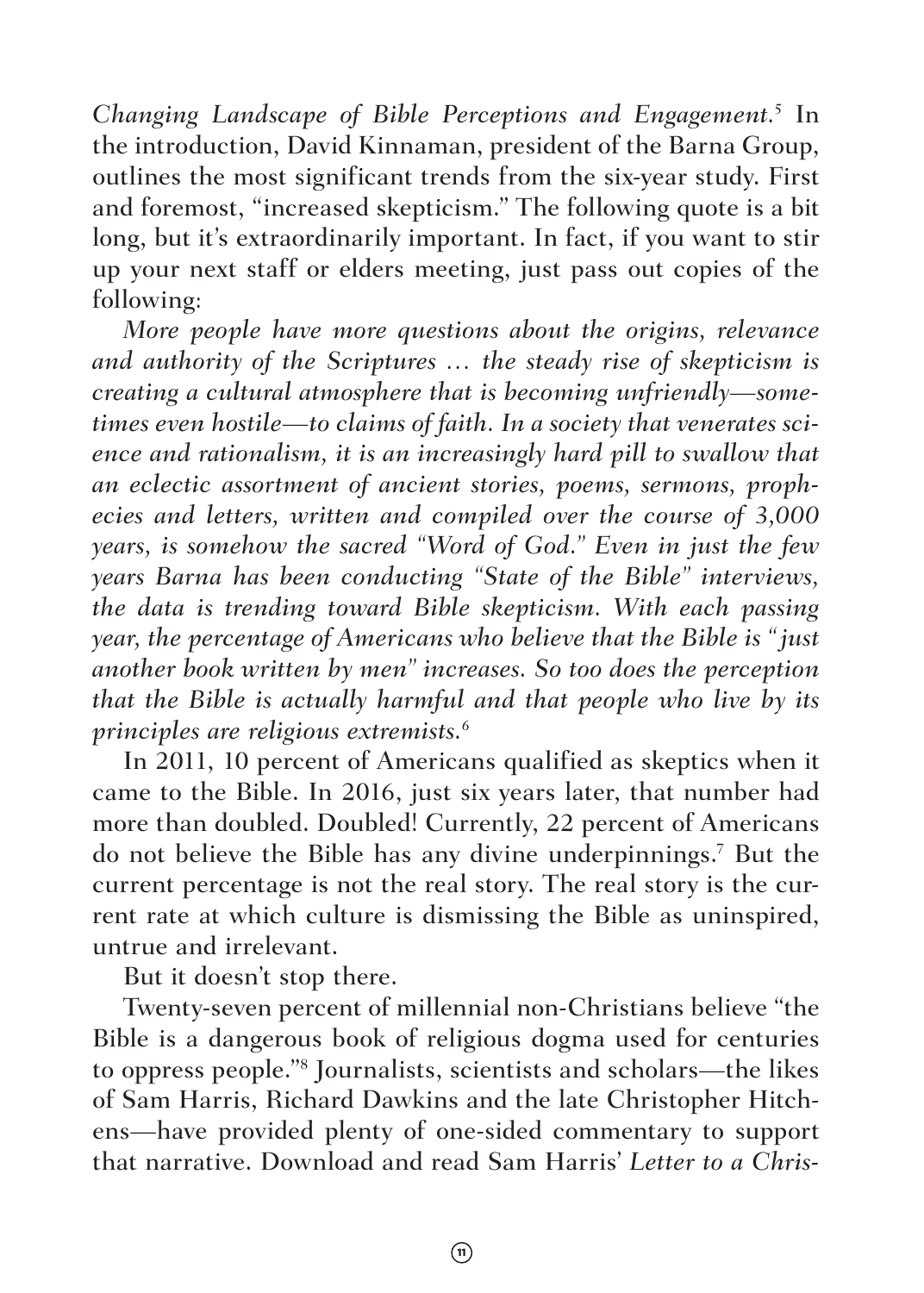*Changing Landscape of Bible Perceptions and Engagement.*[5] In the introduction, David Kinnaman, president of the Barna Group, outlines the most significant trends from the six-year study. First and foremost, "increased skepticism." The following quote is a bit long, but it's extraordinarily important. In fact, if you want to stir up your next staff or elders meeting, just pass out copies of the following:

*More people have more questions about the origins, relevance and authority of the Scriptures … the steady rise of skepticism is creating a cultural atmosphere that is becoming unfriendly—sometimes even hostile—to claims of faith. In a society that venerates science and rationalism, it is an increasingly hard pill to swallow that an eclectic assortment of ancient stories, poems, sermons, prophecies and letters, written and compiled over the course of 3,000 years, is somehow the sacred "Word of God." Even in just the few years Barna has been conducting "State of the Bible" interviews, the data is trending toward Bible skepticism. With each passing year, the percentage of Americans who believe that the Bible is "just another book written by men" increases. So too does the perception that the Bible is actually harmful and that people who live by its principles are religious extremists.*[6]

In 2011, 10 percent of Americans qualified as skeptics when it came to the Bible. In 2016, just six years later, that number had more than doubled. Doubled! Currently, 22 percent of Americans do not believe the Bible has any divine underpinnings.[7] But the current percentage is not the real story. The real story is the current rate at which culture is dismissing the Bible as uninspired, untrue and irrelevant.

But it doesn't stop there.

Twenty-seven percent of millennial non-Christians believe "the Bible is a dangerous book of religious dogma used for centuries to oppress people."[8] Journalists, scientists and scholars—the likes of Sam Harris, Richard Dawkins and the late Christopher Hitchens—have provided plenty of one-sided commentary to support that narrative. Download and read Sam Harris' *Letter to a Chris-*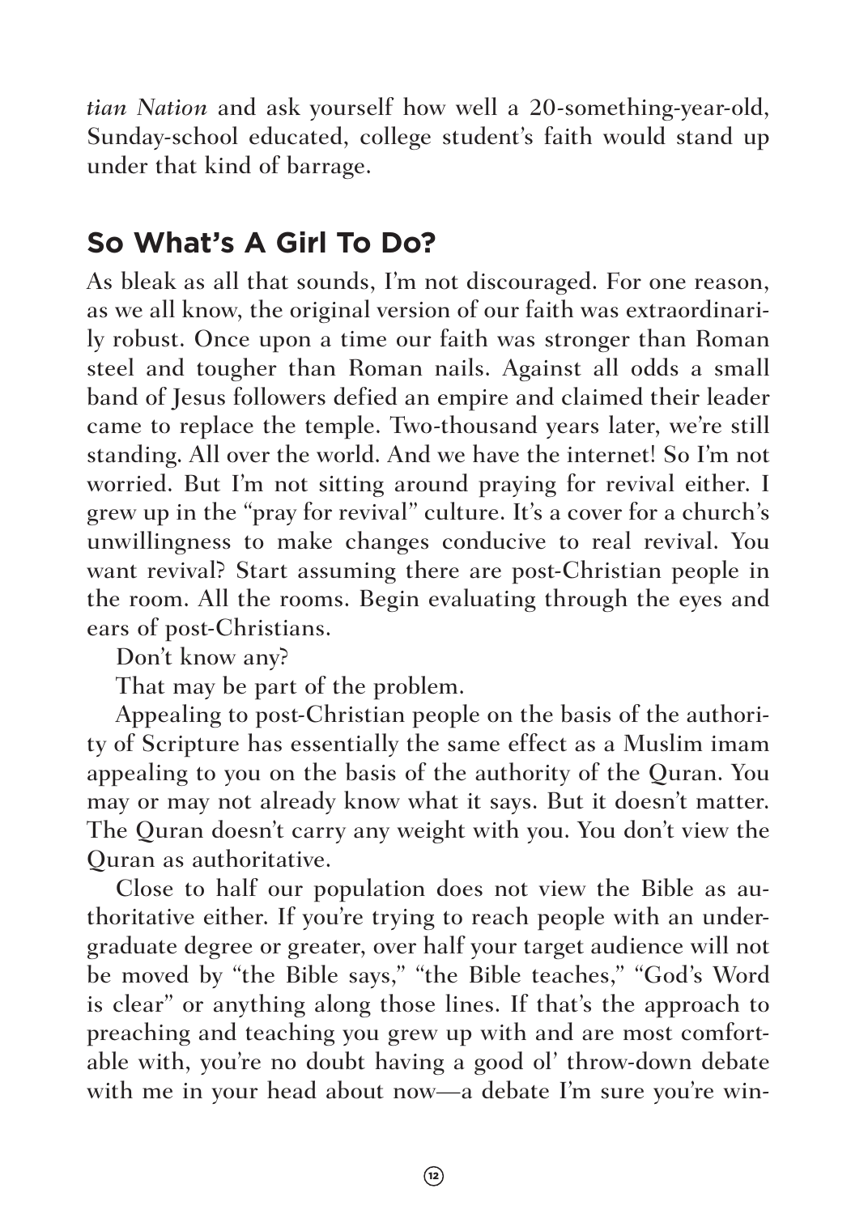*tian Nation* and ask yourself how well a 20-something-year-old, Sunday-school educated, college student's faith would stand up under that kind of barrage.

## So What's A Girl To Do?

As bleak as all that sounds, I'm not discouraged. For one reason, as we all know, the original version of our faith was extraordinarily robust. Once upon a time our faith was stronger than Roman steel and tougher than Roman nails. Against all odds a small band of Jesus followers defied an empire and claimed their leader came to replace the temple. Two-thousand years later, we're still standing. All over the world. And we have the internet! So I'm not worried. But I'm not sitting around praying for revival either. I grew up in the "pray for revival" culture. It's a cover for a church's unwillingness to make changes conducive to real revival. You want revival? Start assuming there are post-Christian people in the room. All the rooms. Begin evaluating through the eyes and ears of post-Christians.

Don't know any?

That may be part of the problem.

Appealing to post-Christian people on the basis of the authority of Scripture has essentially the same effect as a Muslim imam appealing to you on the basis of the authority of the Quran. You may or may not already know what it says. But it doesn't matter. The Quran doesn't carry any weight with you. You don't view the Quran as authoritative.

Close to half our population does not view the Bible as authoritative either. If you're trying to reach people with an undergraduate degree or greater, over half your target audience will not be moved by "the Bible says," "the Bible teaches," "God's Word is clear" or anything along those lines. If that's the approach to preaching and teaching you grew up with and are most comfortable with, you're no doubt having a good ol' throw-down debate with me in your head about now—a debate I'm sure you're win-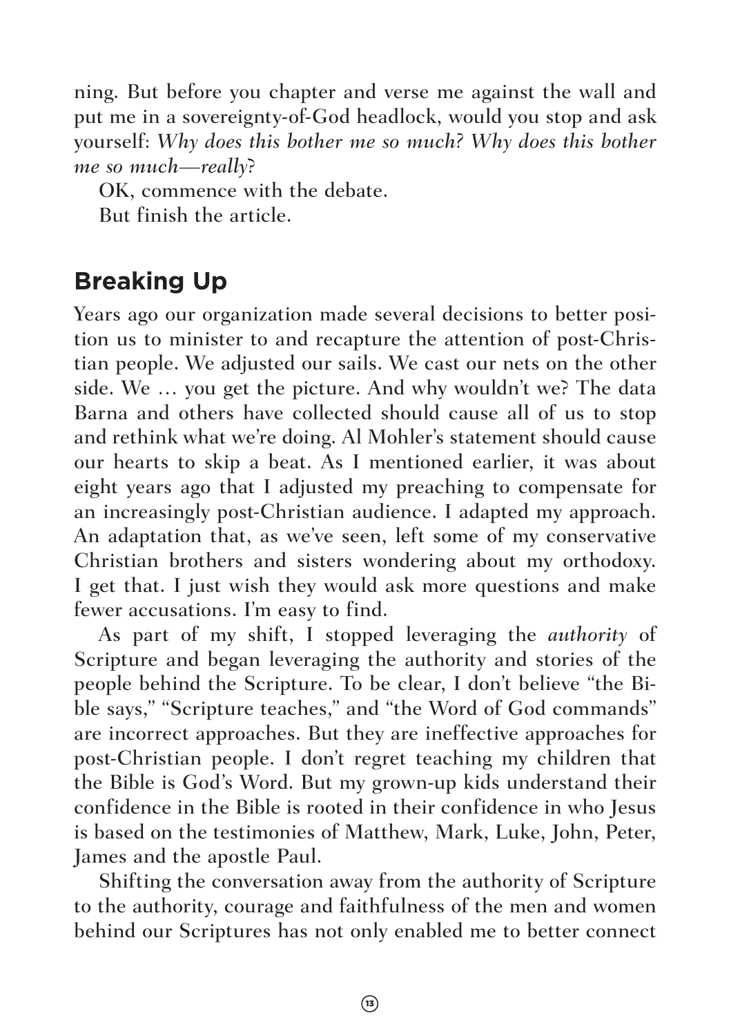ning. But before you chapter and verse me against the wall and put me in a sovereignty-of-God headlock, would you stop and ask yourself: *Why does this bother me so much? Why does this bother me so much—really*?

OK, commence with the debate.

But finish the article.

## Breaking Up

Years ago our organization made several decisions to better position us to minister to and recapture the attention of post-Christian people. We adjusted our sails. We cast our nets on the other side. We … you get the picture. And why wouldn't we? The data Barna and others have collected should cause all of us to stop and rethink what we're doing. Al Mohler's statement should cause our hearts to skip a beat. As I mentioned earlier, it was about eight years ago that I adjusted my preaching to compensate for an increasingly post-Christian audience. I adapted my approach. An adaptation that, as we've seen, left some of my conservative Christian brothers and sisters wondering about my orthodoxy. I get that. I just wish they would ask more questions and make fewer accusations. I'm easy to find.

As part of my shift, I stopped leveraging the *authority* of Scripture and began leveraging the authority and stories of the people behind the Scripture. To be clear, I don't believe "the Bible says," "Scripture teaches," and "the Word of God commands" are incorrect approaches. But they are ineffective approaches for post-Christian people. I don't regret teaching my children that the Bible is God's Word. But my grown-up kids understand their confidence in the Bible is rooted in their confidence in who Jesus is based on the testimonies of Matthew, Mark, Luke, John, Peter, James and the apostle Paul.

Shifting the conversation away from the authority of Scripture to the authority, courage and faithfulness of the men and women behind our Scriptures has not only enabled me to better connect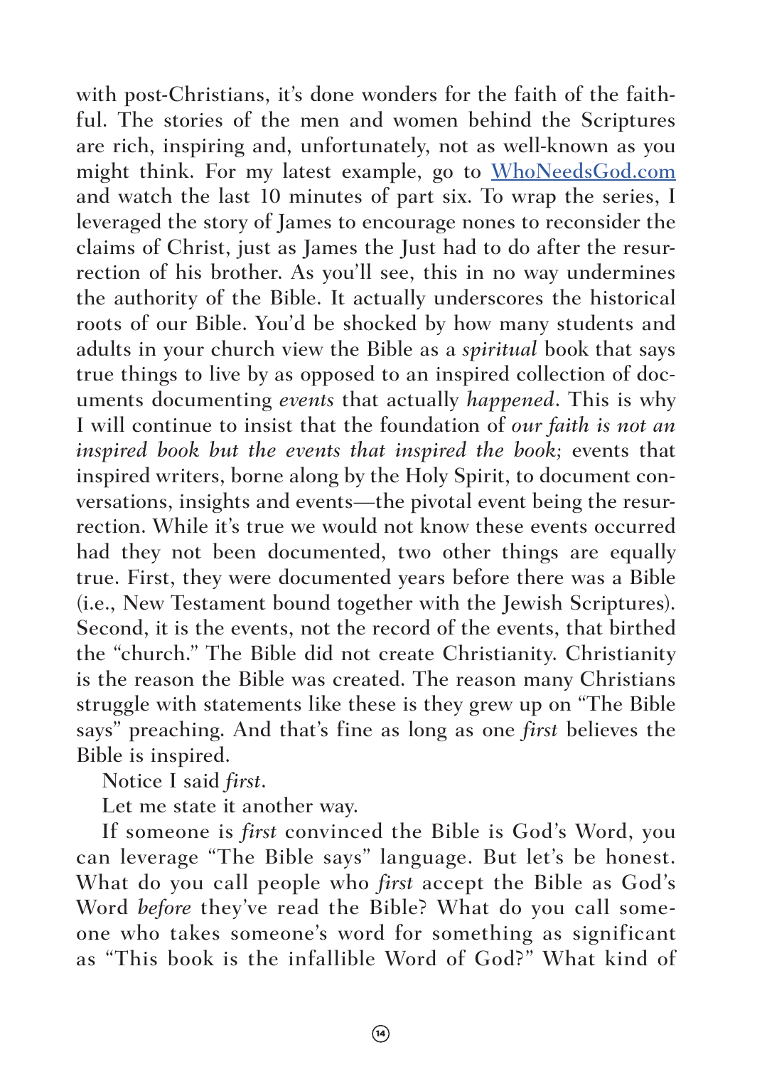with post-Christians, it's done wonders for the faith of the faithful. The stories of the men and women behind the Scriptures are rich, inspiring and, unfortunately, not as well-known as you might think. For my latest example, go to WhoNeedsGod.com and watch the last 10 minutes of part six. To wrap the series, I leveraged the story of James to encourage nones to reconsider the claims of Christ, just as James the Just had to do after the resurrection of his brother. As you'll see, this in no way undermines the authority of the Bible. It actually underscores the historical roots of our Bible. You'd be shocked by how many students and adults in your church view the Bible as a *spiritual* book that says true things to live by as opposed to an inspired collection of documents documenting *events* that actually *happened*. This is why I will continue to insist that the foundation of *our faith is not an inspired book but the events that inspired the book;* events that inspired writers, borne along by the Holy Spirit, to document conversations, insights and events—the pivotal event being the resurrection. While it's true we would not know these events occurred had they not been documented, two other things are equally true. First, they were documented years before there was a Bible (i.e., New Testament bound together with the Jewish Scriptures). Second, it is the events, not the record of the events, that birthed the "church." The Bible did not create Christianity. Christianity is the reason the Bible was created. The reason many Christians struggle with statements like these is they grew up on "The Bible says" preaching. And that's fine as long as one *first* believes the Bible is inspired.

Notice I said *first*.

Let me state it another way.

If someone is *first* convinced the Bible is God's Word, you can leverage "The Bible says" language. But let's be honest. What do you call people who *first* accept the Bible as God's Word *before* they've read the Bible? What do you call someone who takes someone's word for something as significant as "This book is the infallible Word of God?" What kind of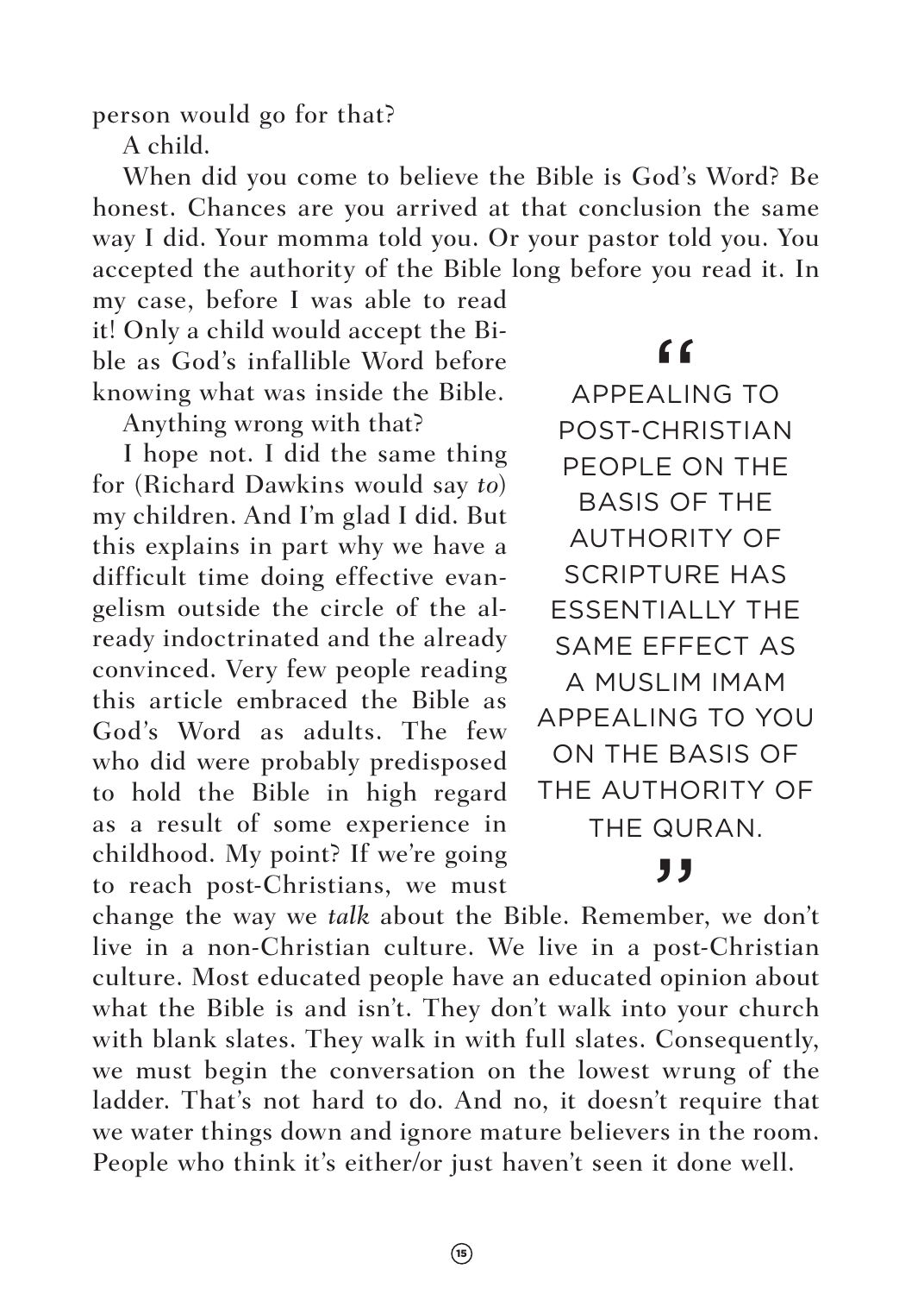person would go for that?

A child.

When did you come to believe the Bible is God's Word? Be honest. Chances are you arrived at that conclusion the same way I did. Your momma told you. Or your pastor told you. You accepted the authority of the Bible long before you read it. In my case, before I was able to read it! Only a child would accept the Bible as God's infallible Word before knowing what was inside the Bible.

Anything wrong with that?

I hope not. I did the same thing for (Richard Dawkins would say *to*) my children. And I'm glad I did. But this explains in part why we have a difficult time doing effective evangelism outside the circle of the already indoctrinated and the already convinced. Very few people reading this article embraced the Bible as God's Word as adults. The few who did were probably predisposed to hold the Bible in high regard as a result of some experience in childhood. My point? If we're going to reach post-Christians, we must change the way we *talk* about the Bible. Remember, we don't live in a non-Christian culture. We live in a post-Christian culture. Most educated people have an educated opinion about what the Bible is and isn't. They don't walk into your church with blank slates. They walk in with full slates. Consequently, we must begin the conversation on the lowest wrung of the ladder. That's not hard to do. And no, it doesn't require that we water things down and ignore mature believers in the room. People who think it's either/or just haven't seen it done well.

> "APPEALING TO POST-CHRISTIAN PEOPLE ON THE BASIS OF THE AUTHORITY OF SCRIPTURE HAS ESSENTIALLY THE SAME EFFECT AS A MUSLIM IMAM APPEALING TO YOU ON THE BASIS OF THE AUTHORITY OF THE QURAN."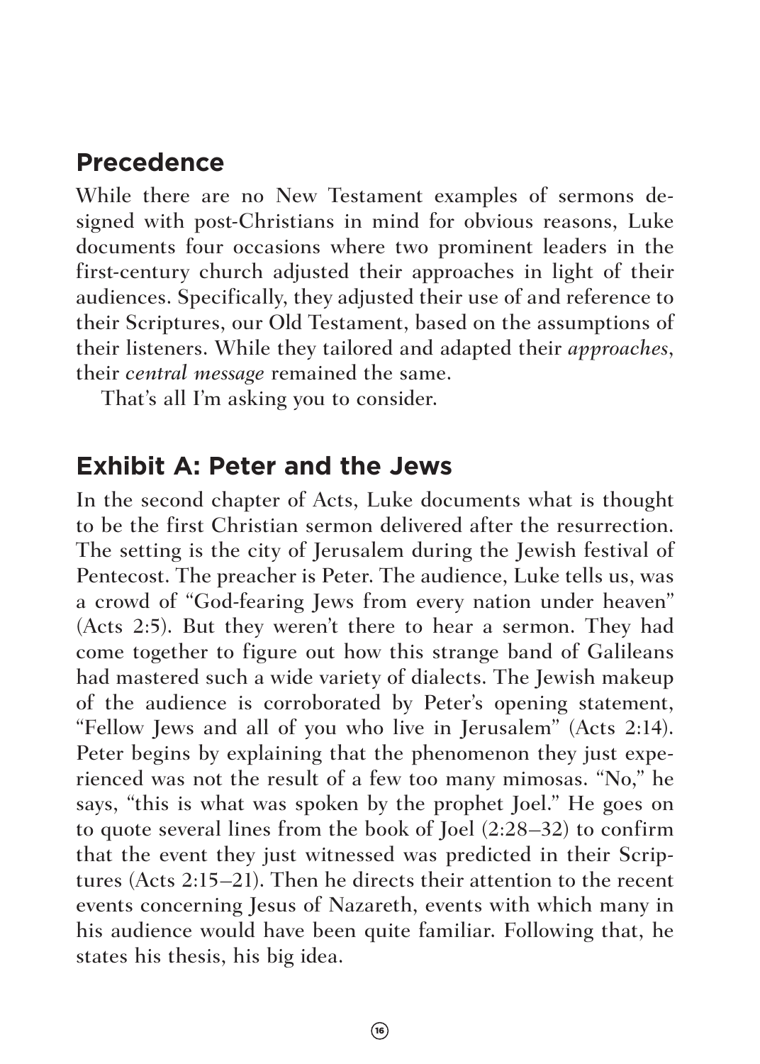## Precedence

While there are no New Testament examples of sermons designed with post-Christians in mind for obvious reasons, Luke documents four occasions where two prominent leaders in the first-century church adjusted their approaches in light of their audiences. Specifically, they adjusted their use of and reference to their Scriptures, our Old Testament, based on the assumptions of their listeners. While they tailored and adapted their *approaches*, their *central message* remained the same.

That's all I'm asking you to consider.

## Exhibit A: Peter and the Jews

In the second chapter of Acts, Luke documents what is thought to be the first Christian sermon delivered after the resurrection. The setting is the city of Jerusalem during the Jewish festival of Pentecost. The preacher is Peter. The audience, Luke tells us, was a crowd of "God-fearing Jews from every nation under heaven" (Acts 2:5). But they weren't there to hear a sermon. They had come together to figure out how this strange band of Galileans had mastered such a wide variety of dialects. The Jewish makeup of the audience is corroborated by Peter's opening statement, "Fellow Jews and all of you who live in Jerusalem" (Acts 2:14). Peter begins by explaining that the phenomenon they just experienced was not the result of a few too many mimosas. "No," he says, "this is what was spoken by the prophet Joel." He goes on to quote several lines from the book of Joel (2:28–32) to confirm that the event they just witnessed was predicted in their Scriptures (Acts 2:15–21). Then he directs their attention to the recent events concerning Jesus of Nazareth, events with which many in his audience would have been quite familiar. Following that, he states his thesis, his big idea.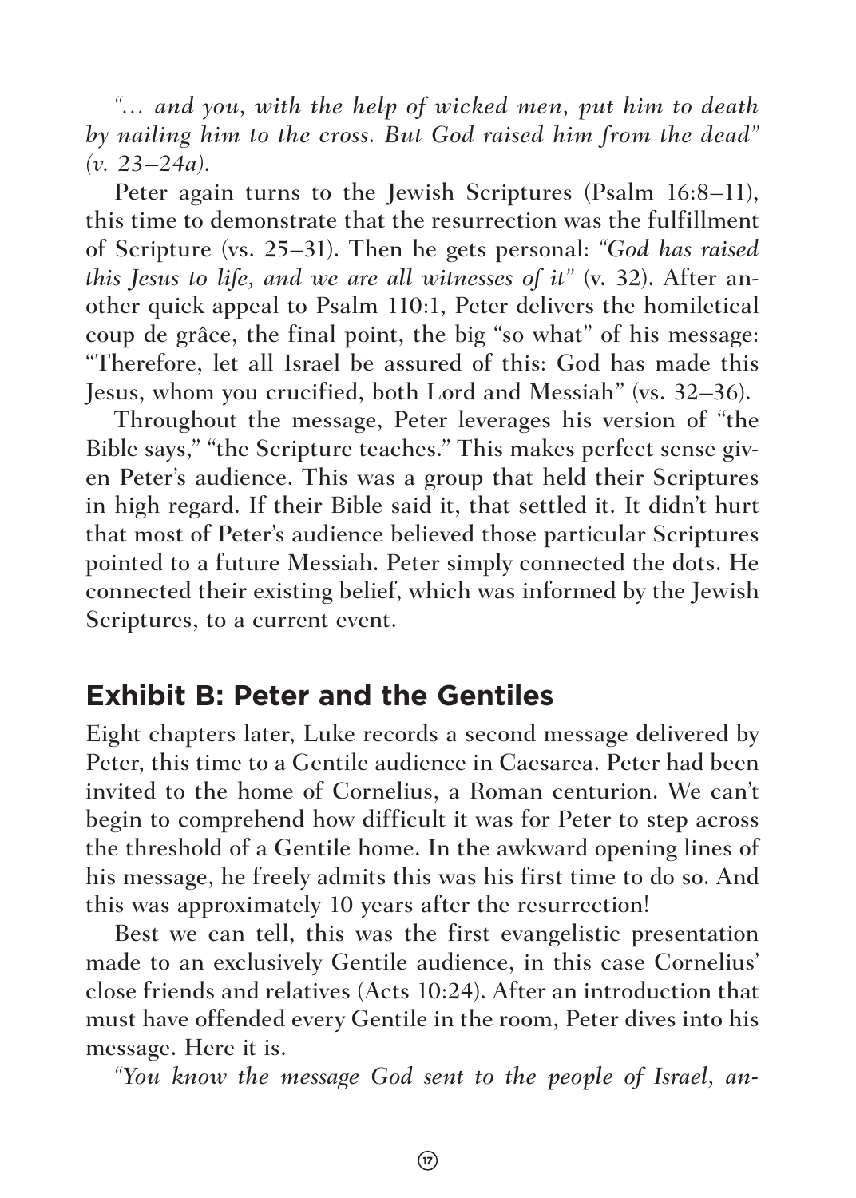*"... and you, with the help of wicked men, put him to death by nailing him to the cross. But God raised him from the dead" (v. 23–24a).*

Peter again turns to the Jewish Scriptures (Psalm 16:8–11), this time to demonstrate that the resurrection was the fulfillment of Scripture (vs. 25–31). Then he gets personal: *"God has raised this Jesus to life, and we are all witnesses of it"* (v. 32). After another quick appeal to Psalm 110:1, Peter delivers the homiletical coup de grâce, the final point, the big "so what" of his message: "Therefore, let all Israel be assured of this: God has made this Jesus, whom you crucified, both Lord and Messiah" (vs. 32–36).

Throughout the message, Peter leverages his version of "the Bible says," "the Scripture teaches." This makes perfect sense given Peter's audience. This was a group that held their Scriptures in high regard. If their Bible said it, that settled it. It didn't hurt that most of Peter's audience believed those particular Scriptures pointed to a future Messiah. Peter simply connected the dots. He connected their existing belief, which was informed by the Jewish Scriptures, to a current event.

## Exhibit B: Peter and the Gentiles

Eight chapters later, Luke records a second message delivered by Peter, this time to a Gentile audience in Caesarea. Peter had been invited to the home of Cornelius, a Roman centurion. We can't begin to comprehend how difficult it was for Peter to step across the threshold of a Gentile home. In the awkward opening lines of his message, he freely admits this was his first time to do so. And this was approximately 10 years after the resurrection!

Best we can tell, this was the first evangelistic presentation made to an exclusively Gentile audience, in this case Cornelius' close friends and relatives (Acts 10:24). After an introduction that must have offended every Gentile in the room, Peter dives into his message. Here it is.

*"You know the message God sent to the people of Israel, an-*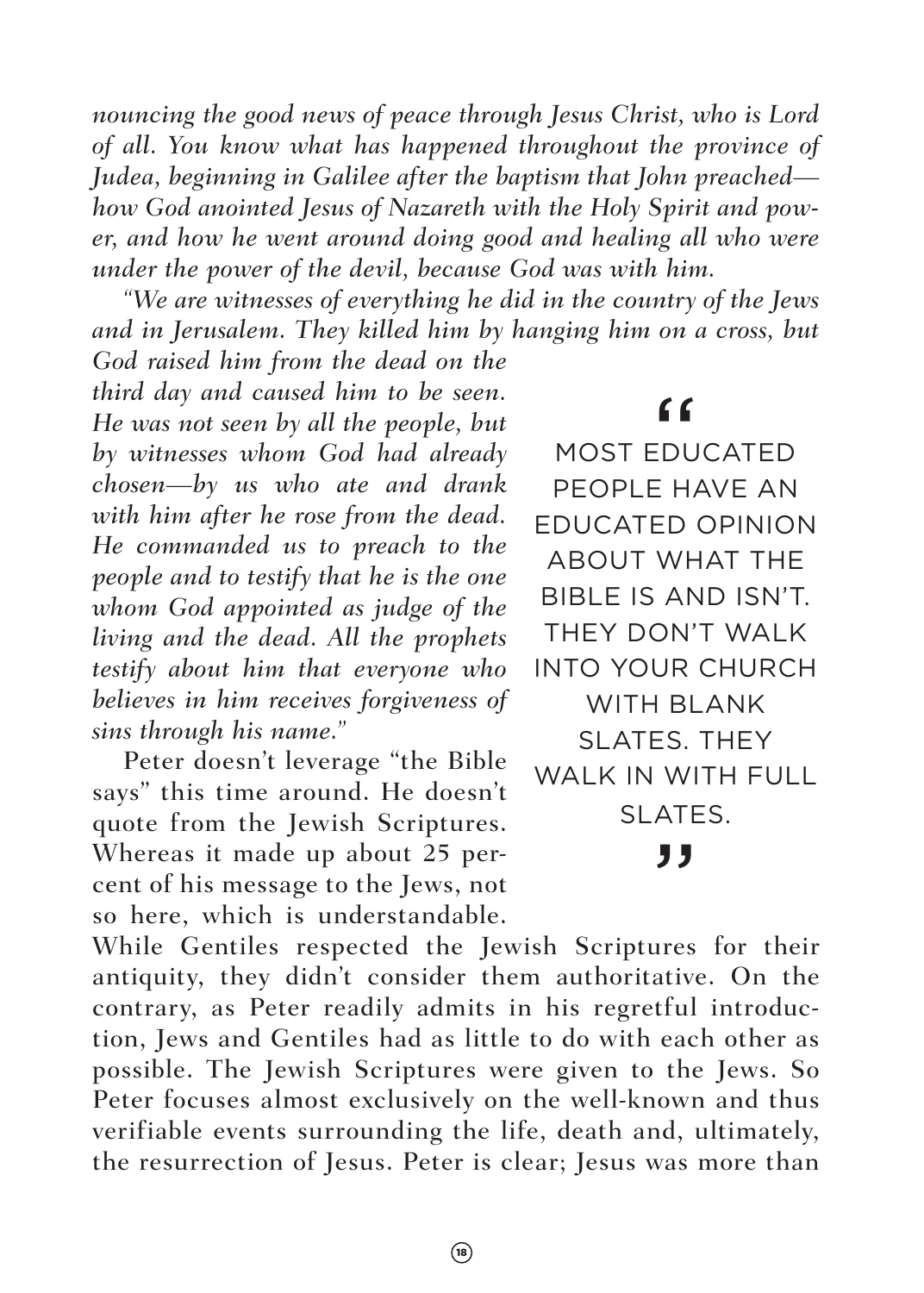*nouncing the good news of peace through Jesus Christ, who is Lord of all. You know what has happened throughout the province of Judea, beginning in Galilee after the baptism that John preached—how God anointed Jesus of Nazareth with the Holy Spirit and power, and how he went around doing good and healing all who were under the power of the devil, because God was with him.*

*"We are witnesses of everything he did in the country of the Jews and in Jerusalem. They killed him by hanging him on a cross, but God raised him from the dead on the third day and caused him to be seen. He was not seen by all the people, but by witnesses whom God had already chosen—by us who ate and drank with him after he rose from the dead. He commanded us to preach to the people and to testify that he is the one whom God appointed as judge of the living and the dead. All the prophets testify about him that everyone who believes in him receives forgiveness of sins through his name."*

> "MOST EDUCATED PEOPLE HAVE AN EDUCATED OPINION ABOUT WHAT THE BIBLE IS AND ISN'T. THEY DON'T WALK INTO YOUR CHURCH WITH BLANK SLATES. THEY WALK IN WITH FULL SLATES."

Peter doesn't leverage "the Bible says" this time around. He doesn't quote from the Jewish Scriptures. Whereas it made up about 25 percent of his message to the Jews, not so here, which is understandable. While Gentiles respected the Jewish Scriptures for their antiquity, they didn't consider them authoritative. On the contrary, as Peter readily admits in his regretful introduction, Jews and Gentiles had as little to do with each other as possible. The Jewish Scriptures were given to the Jews. So Peter focuses almost exclusively on the well-known and thus verifiable events surrounding the life, death and, ultimately, the resurrection of Jesus. Peter is clear; Jesus was more than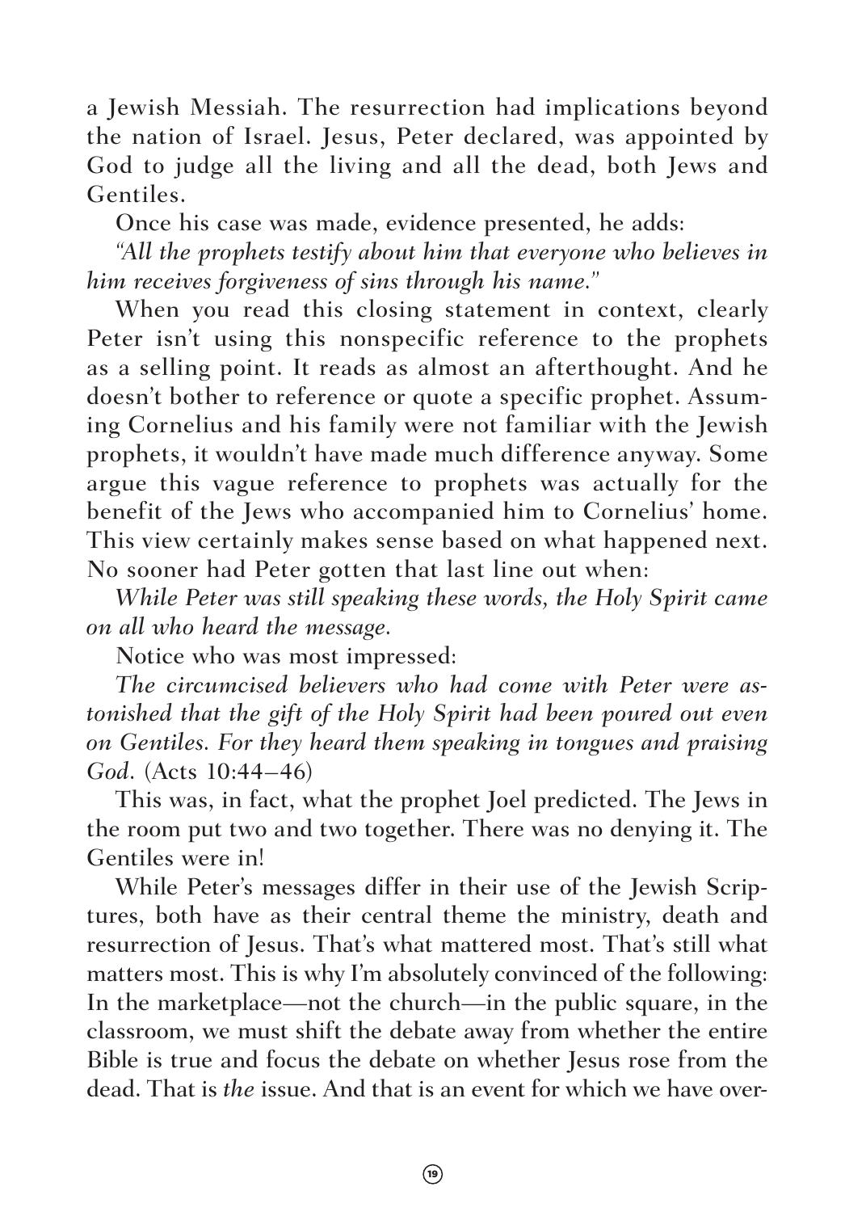a Jewish Messiah. The resurrection had implications beyond the nation of Israel. Jesus, Peter declared, was appointed by God to judge all the living and all the dead, both Jews and Gentiles.

Once his case was made, evidence presented, he adds:

*"All the prophets testify about him that everyone who believes in him receives forgiveness of sins through his name."*

When you read this closing statement in context, clearly Peter isn't using this nonspecific reference to the prophets as a selling point. It reads as almost an afterthought. And he doesn't bother to reference or quote a specific prophet. Assuming Cornelius and his family were not familiar with the Jewish prophets, it wouldn't have made much difference anyway. Some argue this vague reference to prophets was actually for the benefit of the Jews who accompanied him to Cornelius' home. This view certainly makes sense based on what happened next. No sooner had Peter gotten that last line out when:

*While Peter was still speaking these words, the Holy Spirit came on all who heard the message.*

Notice who was most impressed:

*The circumcised believers who had come with Peter were astonished that the gift of the Holy Spirit had been poured out even on Gentiles. For they heard them speaking in tongues and praising God.* (Acts 10:44–46)

This was, in fact, what the prophet Joel predicted. The Jews in the room put two and two together. There was no denying it. The Gentiles were in!

While Peter's messages differ in their use of the Jewish Scriptures, both have as their central theme the ministry, death and resurrection of Jesus. That's what mattered most. That's still what matters most. This is why I'm absolutely convinced of the following: In the marketplace—not the church—in the public square, in the classroom, we must shift the debate away from whether the entire Bible is true and focus the debate on whether Jesus rose from the dead. That is *the* issue. And that is an event for which we have over-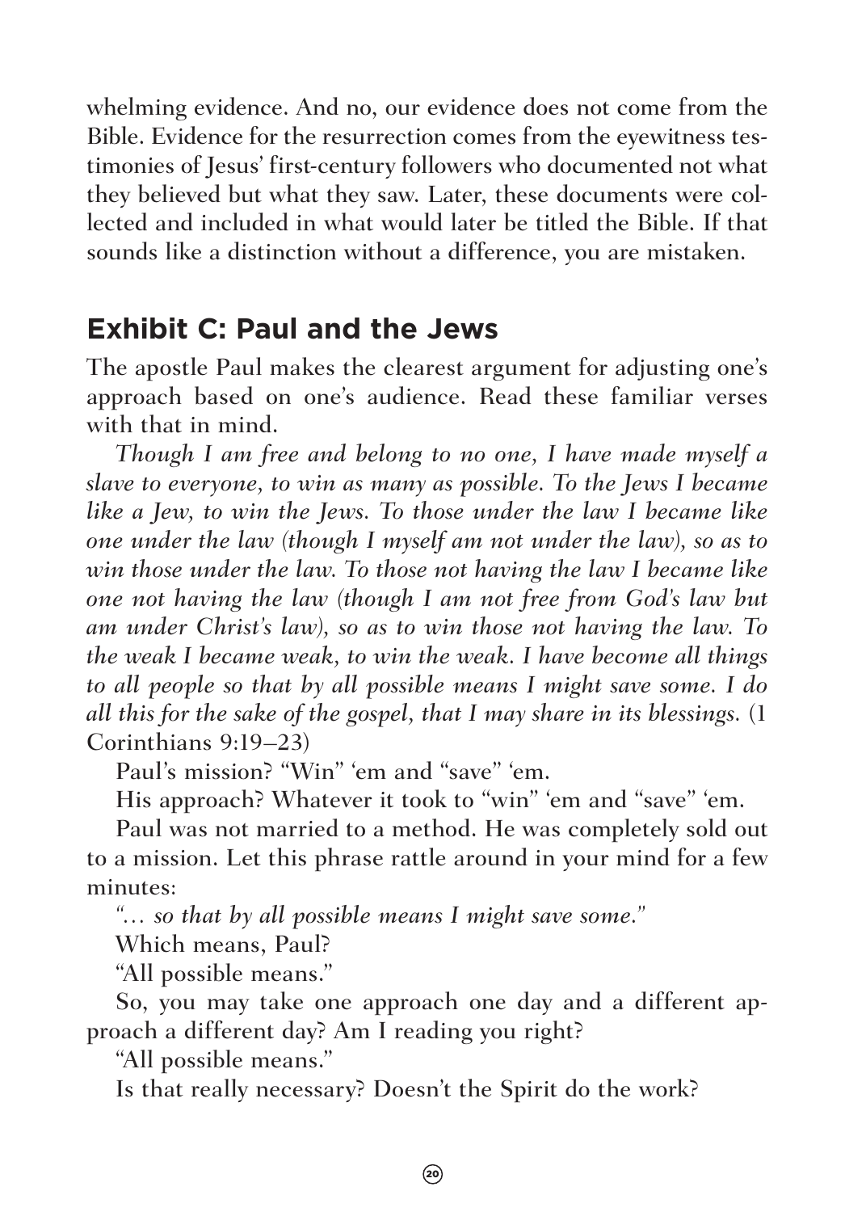whelming evidence. And no, our evidence does not come from the Bible. Evidence for the resurrection comes from the eyewitness testimonies of Jesus' first-century followers who documented not what they believed but what they saw. Later, these documents were collected and included in what would later be titled the Bible. If that sounds like a distinction without a difference, you are mistaken.

## Exhibit C: Paul and the Jews

The apostle Paul makes the clearest argument for adjusting one's approach based on one's audience. Read these familiar verses with that in mind.

*Though I am free and belong to no one, I have made myself a slave to everyone, to win as many as possible. To the Jews I became like a Jew, to win the Jews. To those under the law I became like one under the law (though I myself am not under the law), so as to win those under the law. To those not having the law I became like one not having the law (though I am not free from God's law but am under Christ's law), so as to win those not having the law. To the weak I became weak, to win the weak. I have become all things to all people so that by all possible means I might save some. I do all this for the sake of the gospel, that I may share in its blessings.* (1 Corinthians 9:19–23)

Paul's mission? "Win" 'em and "save" 'em.

His approach? Whatever it took to "win" 'em and "save" 'em.

Paul was not married to a method. He was completely sold out to a mission. Let this phrase rattle around in your mind for a few minutes:

*"… so that by all possible means I might save some."*

Which means, Paul?

"All possible means."

So, you may take one approach one day and a different approach a different day? Am I reading you right?

"All possible means."

Is that really necessary? Doesn't the Spirit do the work?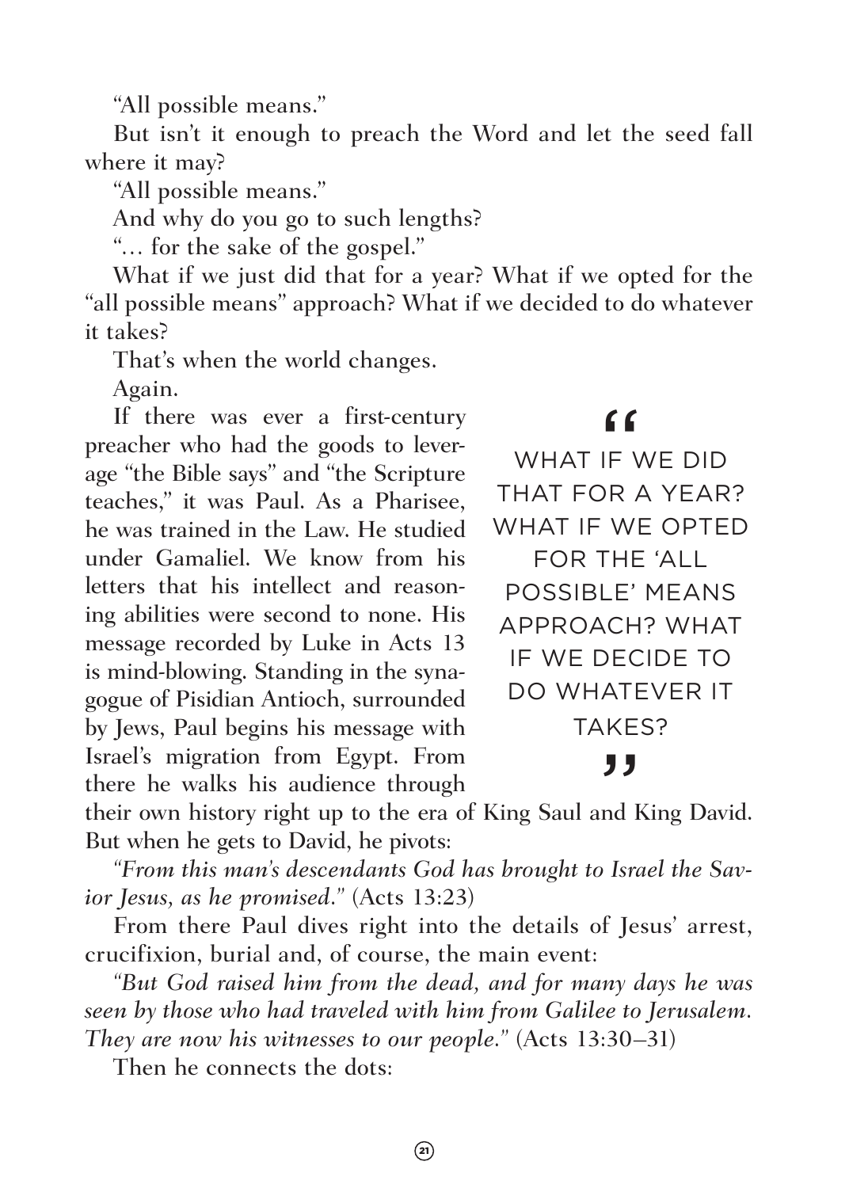"All possible means."

But isn't it enough to preach the Word and let the seed fall where it may?

"All possible means."

And why do you go to such lengths?

"… for the sake of the gospel."

What if we just did that for a year? What if we opted for the "all possible means" approach? What if we decided to do whatever it takes?

That's when the world changes.

Again.

> "WHAT IF WE DID THAT FOR A YEAR? WHAT IF WE OPTED FOR THE 'ALL POSSIBLE' MEANS APPROACH? WHAT IF WE DECIDE TO DO WHATEVER IT TAKES?"

If there was ever a first-century preacher who had the goods to leverage "the Bible says" and "the Scripture teaches," it was Paul. As a Pharisee, he was trained in the Law. He studied under Gamaliel. We know from his letters that his intellect and reasoning abilities were second to none. His message recorded by Luke in Acts 13 is mind-blowing. Standing in the synagogue of Pisidian Antioch, surrounded by Jews, Paul begins his message with Israel's migration from Egypt. From there he walks his audience through their own history right up to the era of King Saul and King David. But when he gets to David, he pivots:

*"From this man's descendants God has brought to Israel the Savior Jesus, as he promised."* (Acts 13:23)

From there Paul dives right into the details of Jesus' arrest, crucifixion, burial and, of course, the main event:

*"But God raised him from the dead, and for many days he was seen by those who had traveled with him from Galilee to Jerusalem. They are now his witnesses to our people."* (Acts 13:30–31)

Then he connects the dots: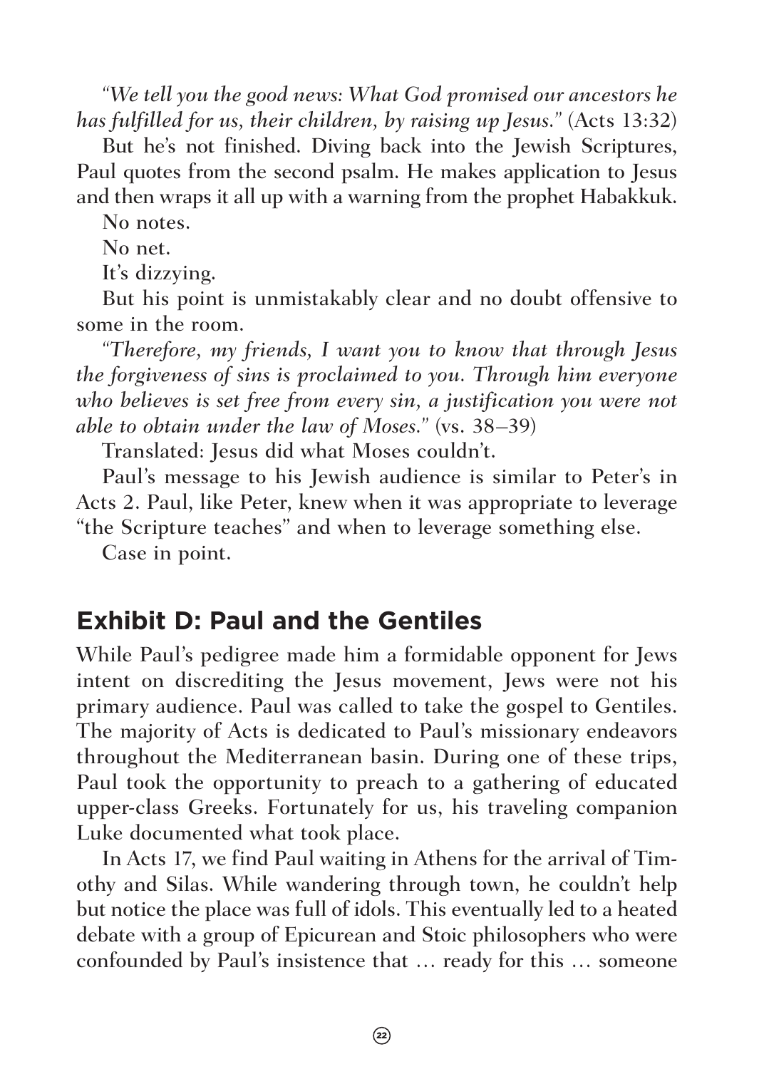*"We tell you the good news: What God promised our ancestors he has fulfilled for us, their children, by raising up Jesus."* (Acts 13:32)

But he's not finished. Diving back into the Jewish Scriptures, Paul quotes from the second psalm. He makes application to Jesus and then wraps it all up with a warning from the prophet Habakkuk.

No notes.

No net.

It's dizzying.

But his point is unmistakably clear and no doubt offensive to some in the room.

*"Therefore, my friends, I want you to know that through Jesus the forgiveness of sins is proclaimed to you. Through him everyone who believes is set free from every sin, a justification you were not able to obtain under the law of Moses."* (vs. 38–39)

Translated: Jesus did what Moses couldn't.

Paul's message to his Jewish audience is similar to Peter's in Acts 2. Paul, like Peter, knew when it was appropriate to leverage "the Scripture teaches" and when to leverage something else.

Case in point.

## Exhibit D: Paul and the Gentiles

While Paul's pedigree made him a formidable opponent for Jews intent on discrediting the Jesus movement, Jews were not his primary audience. Paul was called to take the gospel to Gentiles. The majority of Acts is dedicated to Paul's missionary endeavors throughout the Mediterranean basin. During one of these trips, Paul took the opportunity to preach to a gathering of educated upper-class Greeks. Fortunately for us, his traveling companion Luke documented what took place.

In Acts 17, we find Paul waiting in Athens for the arrival of Timothy and Silas. While wandering through town, he couldn't help but notice the place was full of idols. This eventually led to a heated debate with a group of Epicurean and Stoic philosophers who were confounded by Paul's insistence that … ready for this … someone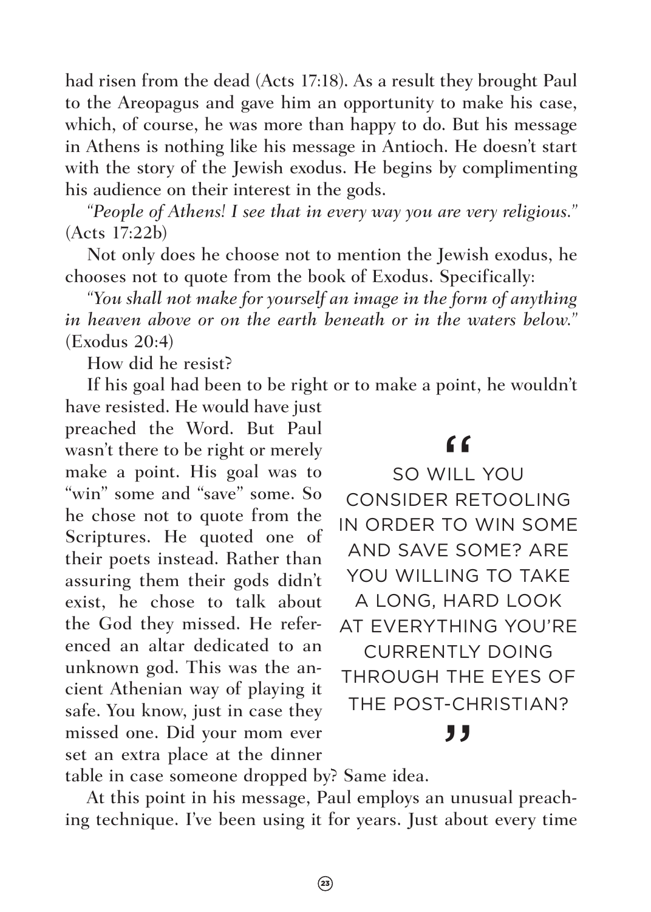had risen from the dead (Acts 17:18). As a result they brought Paul to the Areopagus and gave him an opportunity to make his case, which, of course, he was more than happy to do. But his message in Athens is nothing like his message in Antioch. He doesn't start with the story of the Jewish exodus. He begins by complimenting his audience on their interest in the gods.

*"People of Athens! I see that in every way you are very religious."* (Acts 17:22b)

Not only does he choose not to mention the Jewish exodus, he chooses not to quote from the book of Exodus. Specifically:

*"You shall not make for yourself an image in the form of anything in heaven above or on the earth beneath or in the waters below."* (Exodus 20:4)

How did he resist?

If his goal had been to be right or to make a point, he wouldn't have resisted. He would have just preached the Word. But Paul wasn't there to be right or merely make a point. His goal was to "win" some and "save" some. So he chose not to quote from the Scriptures. He quoted one of their poets instead. Rather than assuring them their gods didn't exist, he chose to talk about the God they missed. He referenced an altar dedicated to an unknown god. This was the ancient Athenian way of playing it safe. You know, just in case they missed one. Did your mom ever set an extra place at the dinner table in case someone dropped by? Same idea.

> "SO WILL YOU CONSIDER RETOOLING IN ORDER TO WIN SOME AND SAVE SOME? ARE YOU WILLING TO TAKE A LONG, HARD LOOK AT EVERYTHING YOU'RE CURRENTLY DOING THROUGH THE EYES OF THE POST-CHRISTIAN?"

At this point in his message, Paul employs an unusual preaching technique. I've been using it for years. Just about every time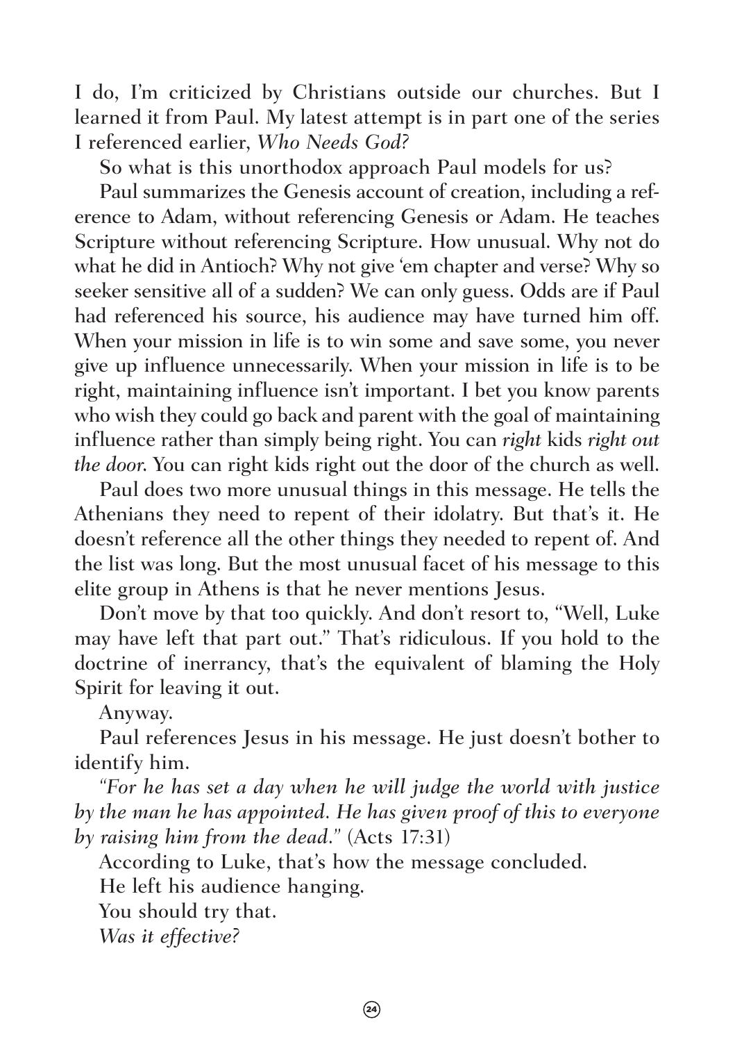I do, I'm criticized by Christians outside our churches. But I learned it from Paul. My latest attempt is in part one of the series I referenced earlier, *Who Needs God?*

So what is this unorthodox approach Paul models for us?

Paul summarizes the Genesis account of creation, including a reference to Adam, without referencing Genesis or Adam. He teaches Scripture without referencing Scripture. How unusual. Why not do what he did in Antioch? Why not give 'em chapter and verse? Why so seeker sensitive all of a sudden? We can only guess. Odds are if Paul had referenced his source, his audience may have turned him off. When your mission in life is to win some and save some, you never give up influence unnecessarily. When your mission in life is to be right, maintaining influence isn't important. I bet you know parents who wish they could go back and parent with the goal of maintaining influence rather than simply being right. You can *right* kids *right out the door*. You can right kids right out the door of the church as well.

Paul does two more unusual things in this message. He tells the Athenians they need to repent of their idolatry. But that's it. He doesn't reference all the other things they needed to repent of. And the list was long. But the most unusual facet of his message to this elite group in Athens is that he never mentions Jesus.

Don't move by that too quickly. And don't resort to, "Well, Luke may have left that part out." That's ridiculous. If you hold to the doctrine of inerrancy, that's the equivalent of blaming the Holy Spirit for leaving it out.

Anyway.

Paul references Jesus in his message. He just doesn't bother to identify him.

*"For he has set a day when he will judge the world with justice by the man he has appointed. He has given proof of this to everyone by raising him from the dead."* (Acts 17:31)

According to Luke, that's how the message concluded.

He left his audience hanging.

You should try that.

*Was it effective?*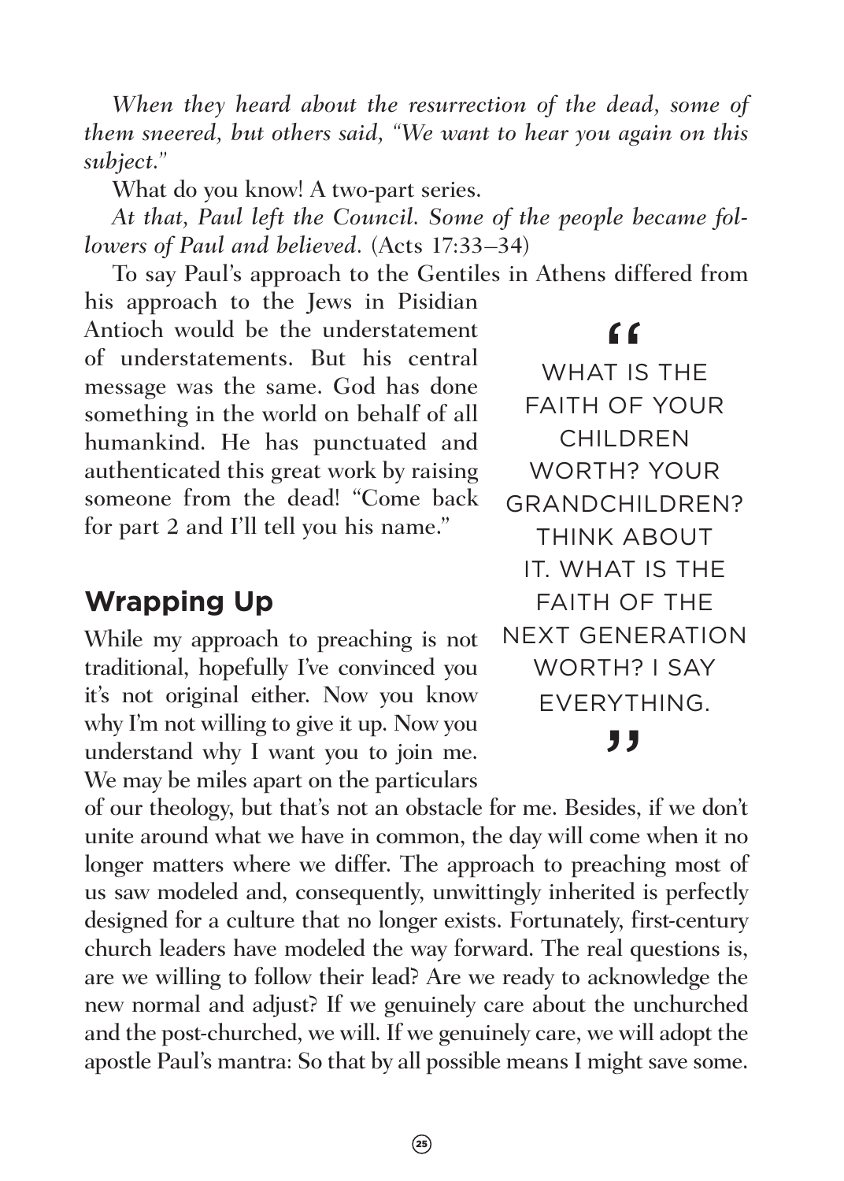*When they heard about the resurrection of the dead, some of them sneered, but others said, "We want to hear you again on this subject."*

What do you know! A two-part series.

*At that, Paul left the Council. Some of the people became followers of Paul and believed.* (Acts 17:33–34)

To say Paul's approach to the Gentiles in Athens differed from his approach to the Jews in Pisidian Antioch would be the understatement of understatements. But his central message was the same. God has done something in the world on behalf of all humankind. He has punctuated and authenticated this great work by raising someone from the dead! "Come back for part 2 and I'll tell you his name."

> "WHAT IS THE FAITH OF YOUR CHILDREN WORTH? YOUR GRANDCHILDREN? THINK ABOUT IT. WHAT IS THE FAITH OF THE NEXT GENERATION WORTH? I SAY EVERYTHING."

## Wrapping Up

While my approach to preaching is not traditional, hopefully I've convinced you it's not original either. Now you know why I'm not willing to give it up. Now you understand why I want you to join me. We may be miles apart on the particulars of our theology, but that's not an obstacle for me. Besides, if we don't unite around what we have in common, the day will come when it no longer matters where we differ. The approach to preaching most of us saw modeled and, consequently, unwittingly inherited is perfectly designed for a culture that no longer exists. Fortunately, first-century church leaders have modeled the way forward. The real questions is, are we willing to follow their lead? Are we ready to acknowledge the new normal and adjust? If we genuinely care about the unchurched and the post-churched, we will. If we genuinely care, we will adopt the apostle Paul's mantra: So that by all possible means I might save some.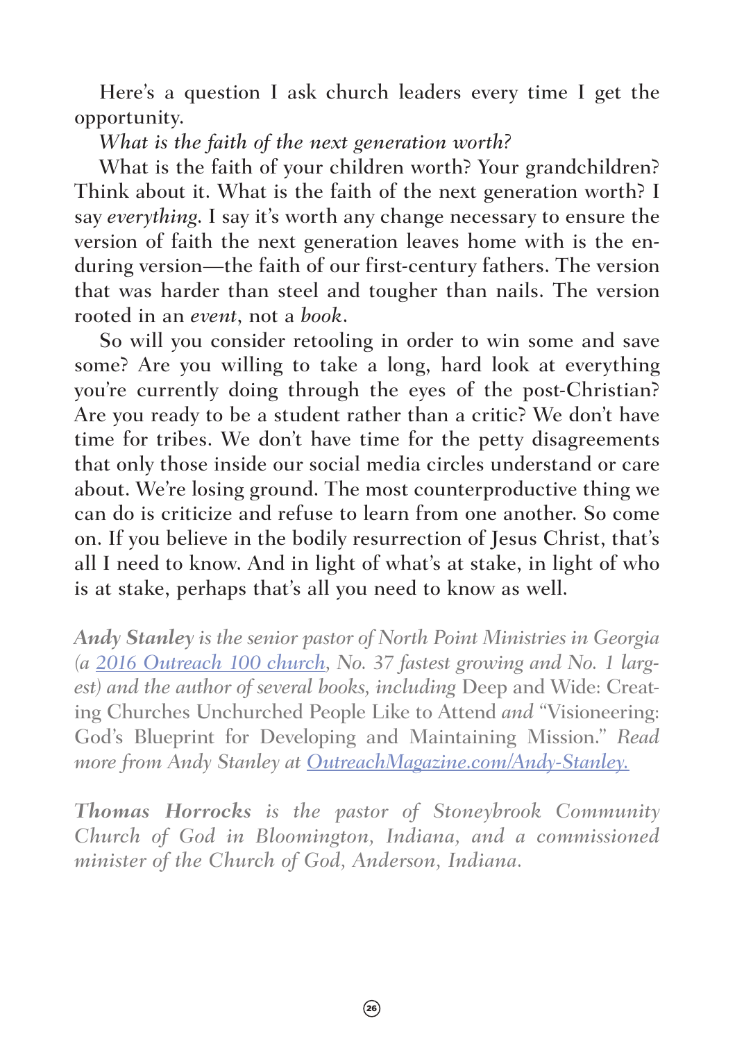Here's a question I ask church leaders every time I get the opportunity.

*What is the faith of the next generation worth?*

What is the faith of your children worth? Your grandchildren? Think about it. What is the faith of the next generation worth? I say *everything*. I say it's worth any change necessary to ensure the version of faith the next generation leaves home with is the enduring version—the faith of our first-century fathers. The version that was harder than steel and tougher than nails. The version rooted in an *event*, not a *book*.

So will you consider retooling in order to win some and save some? Are you willing to take a long, hard look at everything you're currently doing through the eyes of the post-Christian? Are you ready to be a student rather than a critic? We don't have time for tribes. We don't have time for the petty disagreements that only those inside our social media circles understand or care about. We're losing ground. The most counterproductive thing we can do is criticize and refuse to learn from one another. So come on. If you believe in the bodily resurrection of Jesus Christ, that's all I need to know. And in light of what's at stake, in light of who is at stake, perhaps that's all you need to know as well.

***Andy Stanley** is the senior pastor of North Point Ministries in Georgia (a [2016 Outreach 100 church](), No. 37 fastest growing and No. 1 largest) and the author of several books, including* Deep and Wide: Creating Churches Unchurched People Like to Attend *and* "Visioneering: God's Blueprint for Developing and Maintaining Mission." *Read more from Andy Stanley at [OutreachMagazine.com/Andy-Stanley.]()*

***Thomas Horrocks** is the pastor of Stoneybrook Community Church of God in Bloomington, Indiana, and a commissioned minister of the Church of God, Anderson, Indiana.*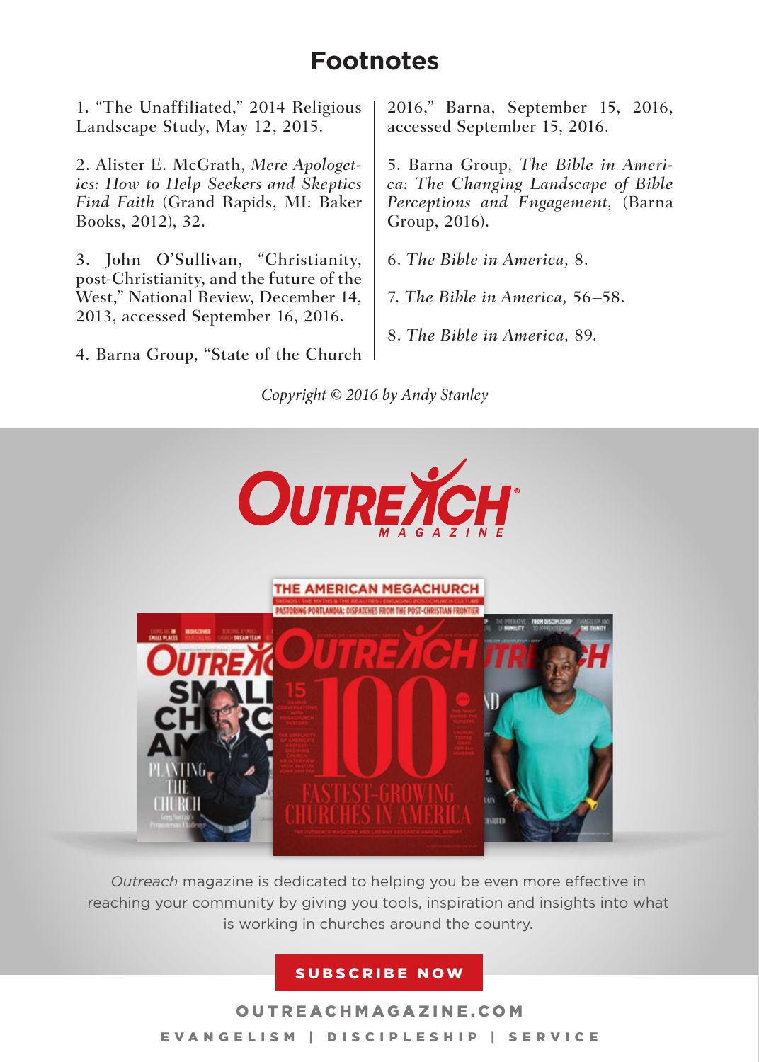# Footnotes

1. "The Unaffiliated," 2014 Religious Landscape Study, May 12, 2015.

2. Alister E. McGrath, *Mere Apologetics: How to Help Seekers and Skeptics Find Faith* (Grand Rapids, MI: Baker Books, 2012), 32.

3. John O'Sullivan, "Christianity, post-Christianity, and the future of the West," National Review, December 14, 2013, accessed September 16, 2016.

4. Barna Group, "State of the Church 2016," Barna, September 15, 2016, accessed September 15, 2016.

5. Barna Group, *The Bible in America: The Changing Landscape of Bible Perceptions and Engagement*, (Barna Group, 2016).

6. *The Bible in America*, 8.

7. *The Bible in America*, 56–58.

8. *The Bible in America*, 89.

*Copyright © 2016 by Andy Stanley*

OUTREACH MAGAZINE

*Outreach* magazine is dedicated to helping you be even more effective in reaching your community by giving you tools, inspiration and insights into what is working in churches around the country.

SUBSCRIBE NOW

OUTREACHMAGAZINE.COM

EVANGELISM | DISCIPLESHIP | SERVICE